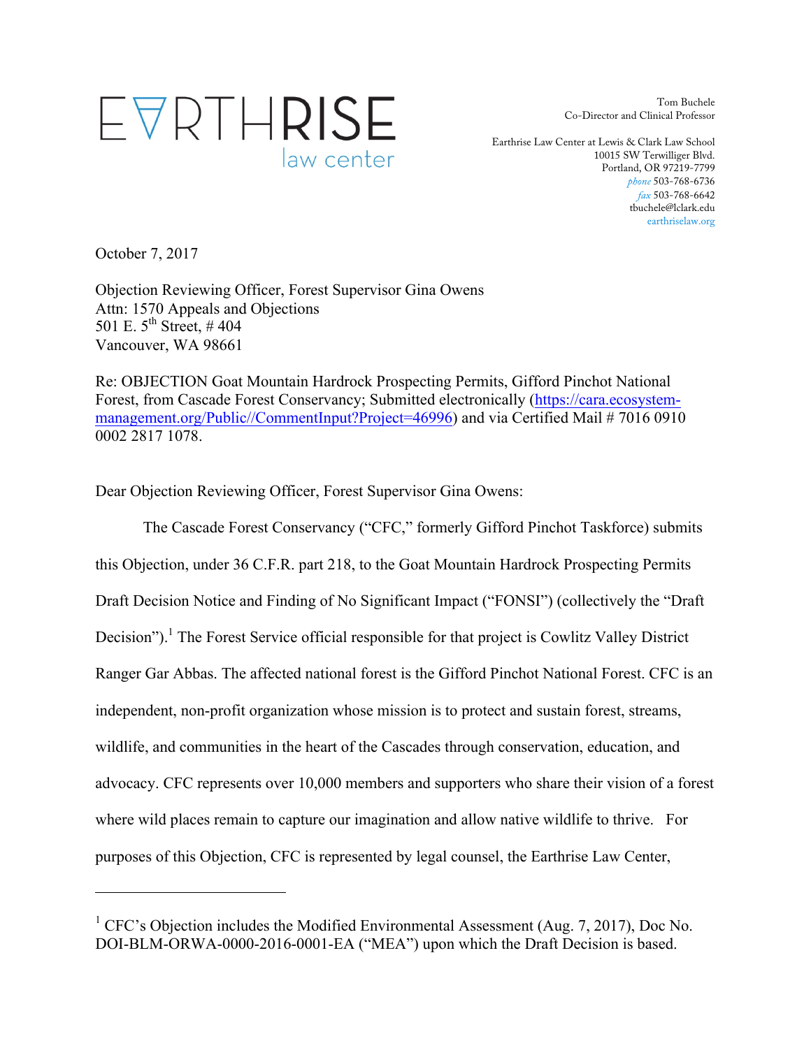EARTHRISE law center

Tom Buchele
Co-Director and Clinical Professor

Earthrise Law Center at Lewis & Clark Law School
10015 SW Terwilliger Blvd.
Portland, OR 97219-7799
*phone* 503-768-6736
*fax* 503-768-6642
tbuchele@lclark.edu
earthriselaw.org

October 7, 2017

Objection Reviewing Officer, Forest Supervisor Gina Owens
Attn: 1570 Appeals and Objections
501 E. 5th Street, # 404
Vancouver, WA 98661

Re: OBJECTION Goat Mountain Hardrock Prospecting Permits, Gifford Pinchot National Forest, from Cascade Forest Conservancy; Submitted electronically (https://cara.ecosystem-management.org/Public//CommentInput?Project=46996) and via Certified Mail # 7016 0910 0002 2817 1078.

Dear Objection Reviewing Officer, Forest Supervisor Gina Owens:

The Cascade Forest Conservancy ("CFC," formerly Gifford Pinchot Taskforce) submits this Objection, under 36 C.F.R. part 218, to the Goat Mountain Hardrock Prospecting Permits Draft Decision Notice and Finding of No Significant Impact ("FONSI") (collectively the "Draft Decision").[1] The Forest Service official responsible for that project is Cowlitz Valley District Ranger Gar Abbas. The affected national forest is the Gifford Pinchot National Forest. CFC is an independent, non-profit organization whose mission is to protect and sustain forest, streams, wildlife, and communities in the heart of the Cascades through conservation, education, and advocacy. CFC represents over 10,000 members and supporters who share their vision of a forest where wild places remain to capture our imagination and allow native wildlife to thrive. For purposes of this Objection, CFC is represented by legal counsel, the Earthrise Law Center,

[1] CFC's Objection includes the Modified Environmental Assessment (Aug. 7, 2017), Doc No. DOI-BLM-ORWA-0000-2016-0001-EA ("MEA") upon which the Draft Decision is based.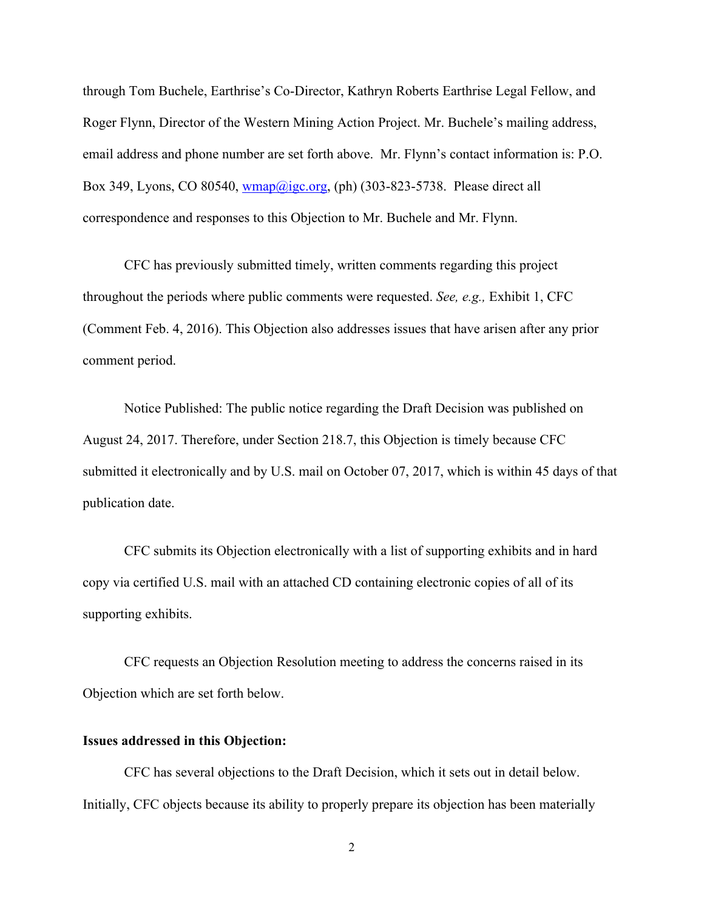through Tom Buchele, Earthrise's Co-Director, Kathryn Roberts Earthrise Legal Fellow, and Roger Flynn, Director of the Western Mining Action Project. Mr. Buchele's mailing address, email address and phone number are set forth above. Mr. Flynn's contact information is: P.O. Box 349, Lyons, CO 80540, wmap@igc.org, (ph) (303-823-5738. Please direct all correspondence and responses to this Objection to Mr. Buchele and Mr. Flynn.

CFC has previously submitted timely, written comments regarding this project throughout the periods where public comments were requested. *See, e.g.,* Exhibit 1, CFC (Comment Feb. 4, 2016). This Objection also addresses issues that have arisen after any prior comment period.

Notice Published: The public notice regarding the Draft Decision was published on August 24, 2017. Therefore, under Section 218.7, this Objection is timely because CFC submitted it electronically and by U.S. mail on October 07, 2017, which is within 45 days of that publication date.

CFC submits its Objection electronically with a list of supporting exhibits and in hard copy via certified U.S. mail with an attached CD containing electronic copies of all of its supporting exhibits.

CFC requests an Objection Resolution meeting to address the concerns raised in its Objection which are set forth below.

**Issues addressed in this Objection:**

CFC has several objections to the Draft Decision, which it sets out in detail below. Initially, CFC objects because its ability to properly prepare its objection has been materially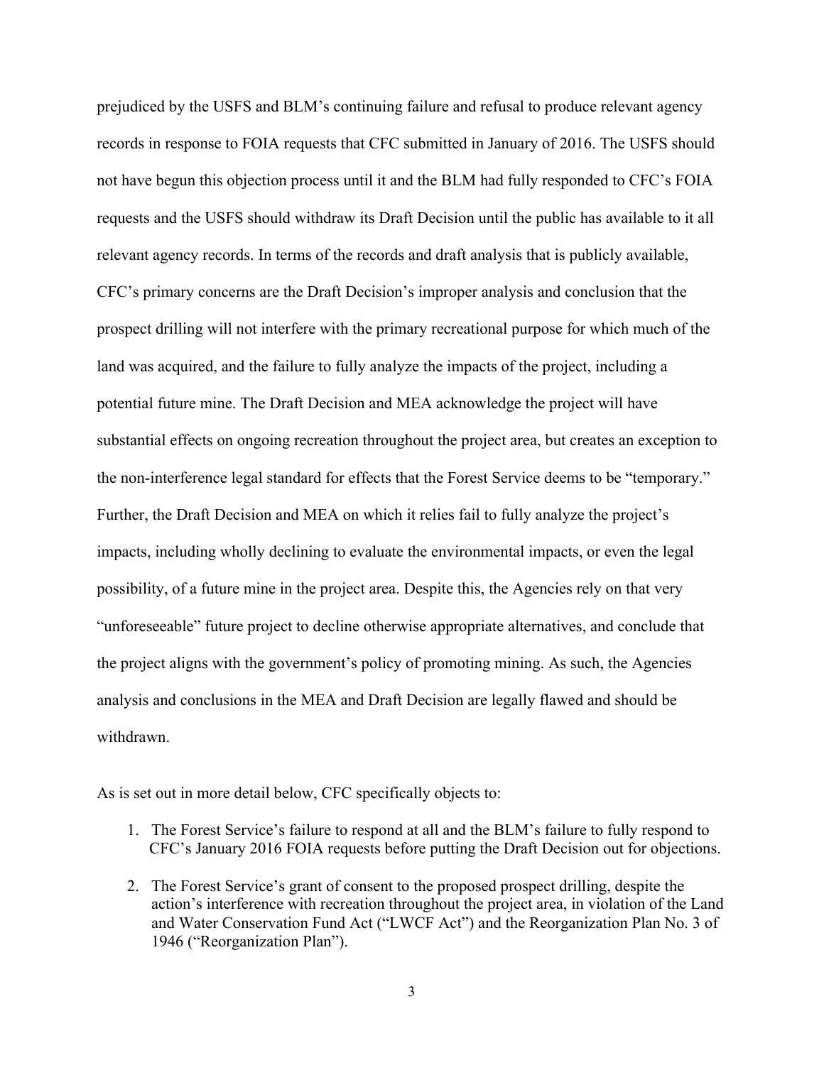prejudiced by the USFS and BLM's continuing failure and refusal to produce relevant agency records in response to FOIA requests that CFC submitted in January of 2016. The USFS should not have begun this objection process until it and the BLM had fully responded to CFC's FOIA requests and the USFS should withdraw its Draft Decision until the public has available to it all relevant agency records. In terms of the records and draft analysis that is publicly available, CFC's primary concerns are the Draft Decision's improper analysis and conclusion that the prospect drilling will not interfere with the primary recreational purpose for which much of the land was acquired, and the failure to fully analyze the impacts of the project, including a potential future mine. The Draft Decision and MEA acknowledge the project will have substantial effects on ongoing recreation throughout the project area, but creates an exception to the non-interference legal standard for effects that the Forest Service deems to be "temporary." Further, the Draft Decision and MEA on which it relies fail to fully analyze the project's impacts, including wholly declining to evaluate the environmental impacts, or even the legal possibility, of a future mine in the project area. Despite this, the Agencies rely on that very "unforeseeable" future project to decline otherwise appropriate alternatives, and conclude that the project aligns with the government's policy of promoting mining. As such, the Agencies analysis and conclusions in the MEA and Draft Decision are legally flawed and should be withdrawn.

As is set out in more detail below, CFC specifically objects to:

1. The Forest Service's failure to respond at all and the BLM's failure to fully respond to CFC's January 2016 FOIA requests before putting the Draft Decision out for objections.

2. The Forest Service's grant of consent to the proposed prospect drilling, despite the action's interference with recreation throughout the project area, in violation of the Land and Water Conservation Fund Act ("LWCF Act") and the Reorganization Plan No. 3 of 1946 ("Reorganization Plan").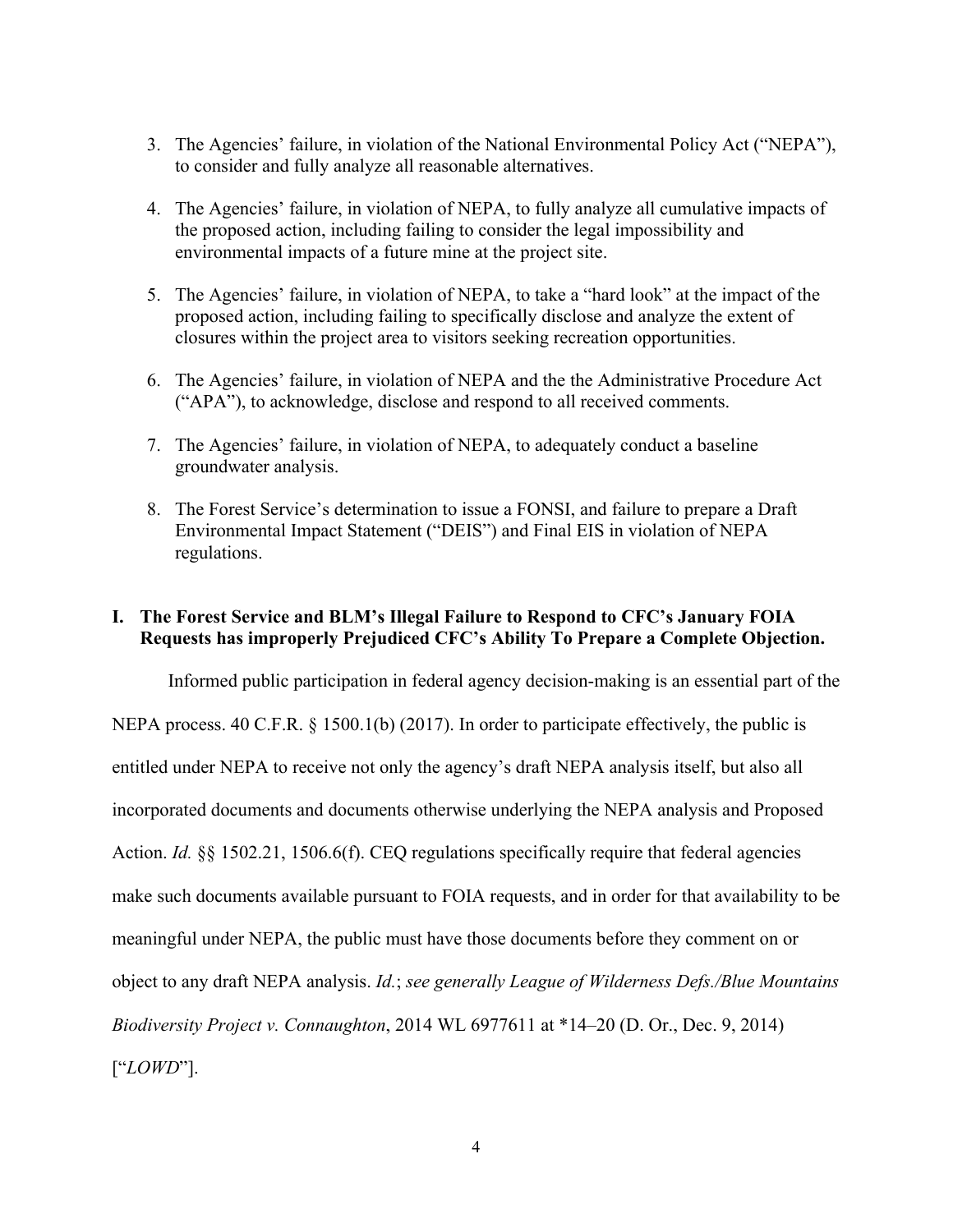3. The Agencies' failure, in violation of the National Environmental Policy Act ("NEPA"), to consider and fully analyze all reasonable alternatives.

4. The Agencies' failure, in violation of NEPA, to fully analyze all cumulative impacts of the proposed action, including failing to consider the legal impossibility and environmental impacts of a future mine at the project site.

5. The Agencies' failure, in violation of NEPA, to take a "hard look" at the impact of the proposed action, including failing to specifically disclose and analyze the extent of closures within the project area to visitors seeking recreation opportunities.

6. The Agencies' failure, in violation of NEPA and the the Administrative Procedure Act ("APA"), to acknowledge, disclose and respond to all received comments.

7. The Agencies' failure, in violation of NEPA, to adequately conduct a baseline groundwater analysis.

8. The Forest Service's determination to issue a FONSI, and failure to prepare a Draft Environmental Impact Statement ("DEIS") and Final EIS in violation of NEPA regulations.

## I. The Forest Service and BLM's Illegal Failure to Respond to CFC's January FOIA Requests has improperly Prejudiced CFC's Ability To Prepare a Complete Objection.

Informed public participation in federal agency decision-making is an essential part of the NEPA process. 40 C.F.R. § 1500.1(b) (2017). In order to participate effectively, the public is entitled under NEPA to receive not only the agency's draft NEPA analysis itself, but also all incorporated documents and documents otherwise underlying the NEPA analysis and Proposed Action. *Id.* §§ 1502.21, 1506.6(f). CEQ regulations specifically require that federal agencies make such documents available pursuant to FOIA requests, and in order for that availability to be meaningful under NEPA, the public must have those documents before they comment on or object to any draft NEPA analysis. *Id.*; *see generally League of Wilderness Defs./Blue Mountains Biodiversity Project v. Connaughton*, 2014 WL 6977611 at *14–20 (D. Or., Dec. 9, 2014) ["*LOWD*"].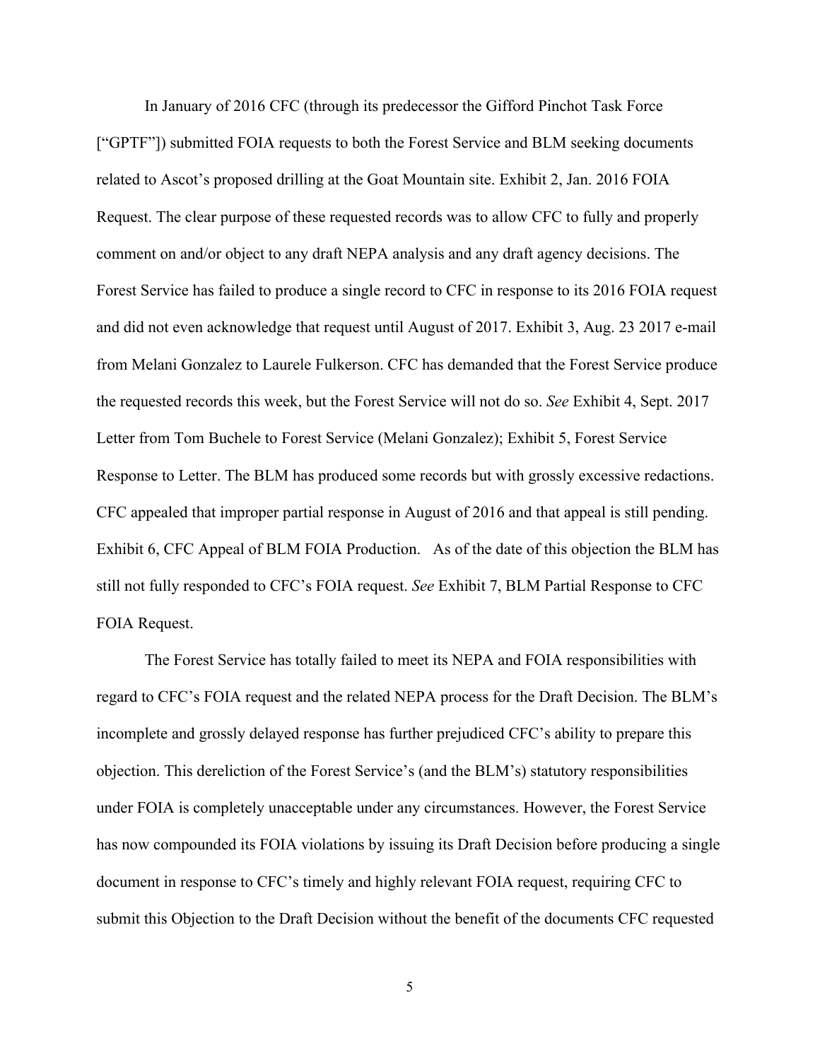In January of 2016 CFC (through its predecessor the Gifford Pinchot Task Force ["GPTF"]) submitted FOIA requests to both the Forest Service and BLM seeking documents related to Ascot's proposed drilling at the Goat Mountain site. Exhibit 2, Jan. 2016 FOIA Request. The clear purpose of these requested records was to allow CFC to fully and properly comment on and/or object to any draft NEPA analysis and any draft agency decisions. The Forest Service has failed to produce a single record to CFC in response to its 2016 FOIA request and did not even acknowledge that request until August of 2017. Exhibit 3, Aug. 23 2017 e-mail from Melani Gonzalez to Laurele Fulkerson. CFC has demanded that the Forest Service produce the requested records this week, but the Forest Service will not do so. *See* Exhibit 4, Sept. 2017 Letter from Tom Buchele to Forest Service (Melani Gonzalez); Exhibit 5, Forest Service Response to Letter. The BLM has produced some records but with grossly excessive redactions. CFC appealed that improper partial response in August of 2016 and that appeal is still pending. Exhibit 6, CFC Appeal of BLM FOIA Production. As of the date of this objection the BLM has still not fully responded to CFC's FOIA request. *See* Exhibit 7, BLM Partial Response to CFC FOIA Request.

The Forest Service has totally failed to meet its NEPA and FOIA responsibilities with regard to CFC's FOIA request and the related NEPA process for the Draft Decision. The BLM's incomplete and grossly delayed response has further prejudiced CFC's ability to prepare this objection. This dereliction of the Forest Service's (and the BLM's) statutory responsibilities under FOIA is completely unacceptable under any circumstances. However, the Forest Service has now compounded its FOIA violations by issuing its Draft Decision before producing a single document in response to CFC's timely and highly relevant FOIA request, requiring CFC to submit this Objection to the Draft Decision without the benefit of the documents CFC requested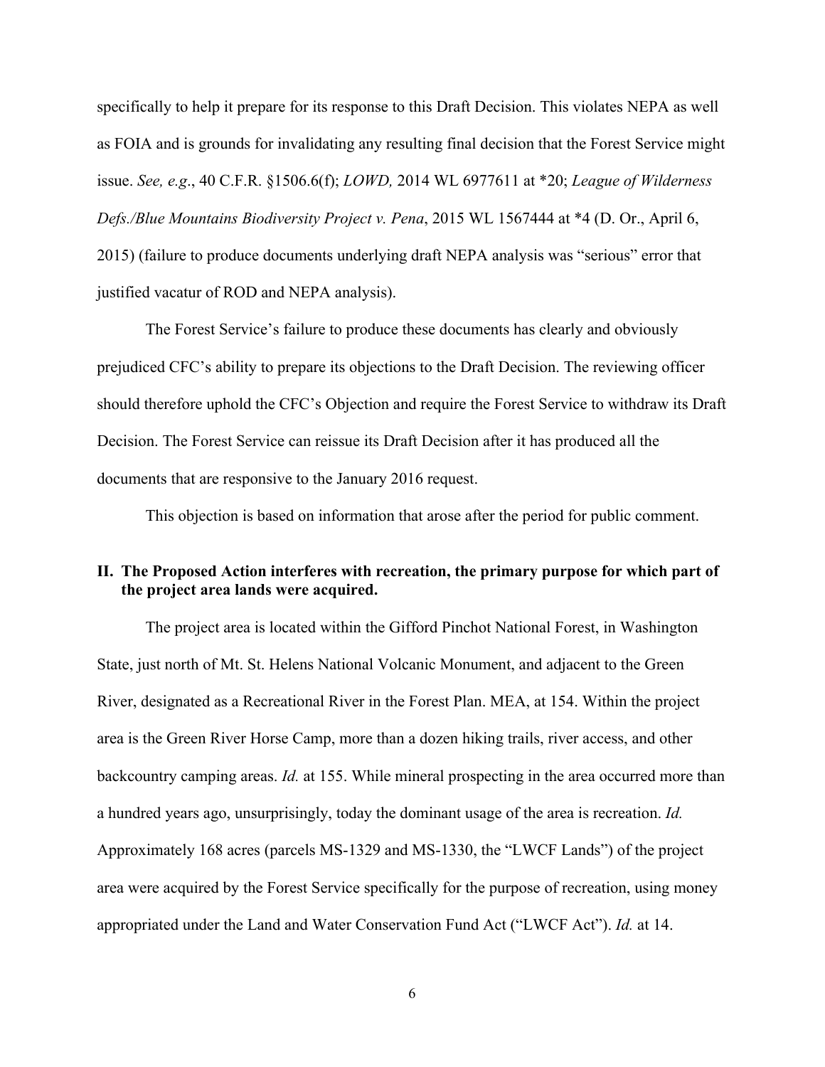specifically to help it prepare for its response to this Draft Decision. This violates NEPA as well as FOIA and is grounds for invalidating any resulting final decision that the Forest Service might issue. *See, e.g*., 40 C.F.R. §1506.6(f); *LOWD,* 2014 WL 6977611 at *20; *League of Wilderness Defs./Blue Mountains Biodiversity Project v. Pena*, 2015 WL 1567444 at *4 (D. Or., April 6, 2015) (failure to produce documents underlying draft NEPA analysis was "serious" error that justified vacatur of ROD and NEPA analysis).

The Forest Service's failure to produce these documents has clearly and obviously prejudiced CFC's ability to prepare its objections to the Draft Decision. The reviewing officer should therefore uphold the CFC's Objection and require the Forest Service to withdraw its Draft Decision. The Forest Service can reissue its Draft Decision after it has produced all the documents that are responsive to the January 2016 request.

This objection is based on information that arose after the period for public comment.

## II. The Proposed Action interferes with recreation, the primary purpose for which part of the project area lands were acquired.

The project area is located within the Gifford Pinchot National Forest, in Washington State, just north of Mt. St. Helens National Volcanic Monument, and adjacent to the Green River, designated as a Recreational River in the Forest Plan. MEA, at 154. Within the project area is the Green River Horse Camp, more than a dozen hiking trails, river access, and other backcountry camping areas. *Id.* at 155. While mineral prospecting in the area occurred more than a hundred years ago, unsurprisingly, today the dominant usage of the area is recreation. *Id.* Approximately 168 acres (parcels MS-1329 and MS-1330, the "LWCF Lands") of the project area were acquired by the Forest Service specifically for the purpose of recreation, using money appropriated under the Land and Water Conservation Fund Act ("LWCF Act"). *Id.* at 14.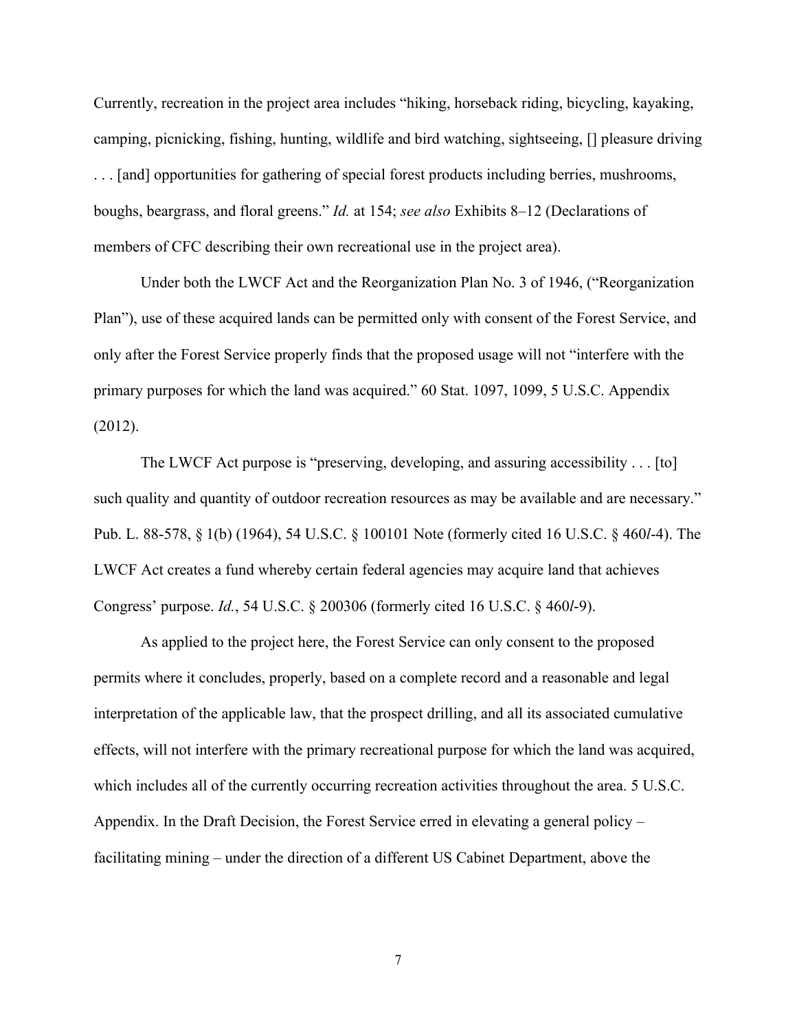Currently, recreation in the project area includes "hiking, horseback riding, bicycling, kayaking, camping, picnicking, fishing, hunting, wildlife and bird watching, sightseeing, [] pleasure driving . . . [and] opportunities for gathering of special forest products including berries, mushrooms, boughs, beargrass, and floral greens." *Id.* at 154; *see also* Exhibits 8–12 (Declarations of members of CFC describing their own recreational use in the project area).

Under both the LWCF Act and the Reorganization Plan No. 3 of 1946, ("Reorganization Plan"), use of these acquired lands can be permitted only with consent of the Forest Service, and only after the Forest Service properly finds that the proposed usage will not "interfere with the primary purposes for which the land was acquired." 60 Stat. 1097, 1099, 5 U.S.C. Appendix (2012).

The LWCF Act purpose is "preserving, developing, and assuring accessibility . . . [to] such quality and quantity of outdoor recreation resources as may be available and are necessary." Pub. L. 88-578, § 1(b) (1964), 54 U.S.C. § 100101 Note (formerly cited 16 U.S.C. § 460*l*-4). The LWCF Act creates a fund whereby certain federal agencies may acquire land that achieves Congress' purpose. *Id.*, 54 U.S.C. § 200306 (formerly cited 16 U.S.C. § 460*l*-9).

As applied to the project here, the Forest Service can only consent to the proposed permits where it concludes, properly, based on a complete record and a reasonable and legal interpretation of the applicable law, that the prospect drilling, and all its associated cumulative effects, will not interfere with the primary recreational purpose for which the land was acquired, which includes all of the currently occurring recreation activities throughout the area. 5 U.S.C. Appendix. In the Draft Decision, the Forest Service erred in elevating a general policy – facilitating mining – under the direction of a different US Cabinet Department, above the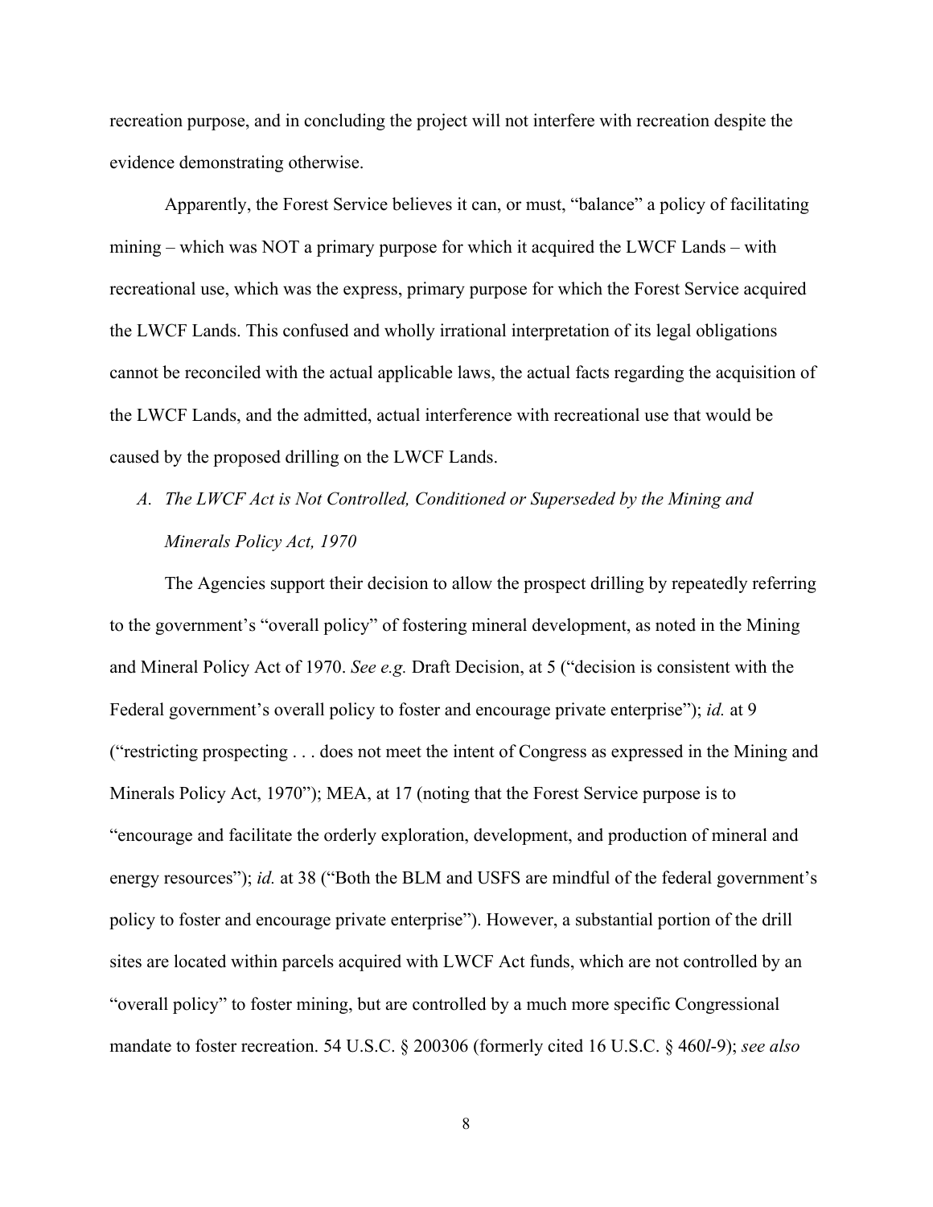recreation purpose, and in concluding the project will not interfere with recreation despite the evidence demonstrating otherwise.

Apparently, the Forest Service believes it can, or must, "balance" a policy of facilitating mining – which was NOT a primary purpose for which it acquired the LWCF Lands – with recreational use, which was the express, primary purpose for which the Forest Service acquired the LWCF Lands. This confused and wholly irrational interpretation of its legal obligations cannot be reconciled with the actual applicable laws, the actual facts regarding the acquisition of the LWCF Lands, and the admitted, actual interference with recreational use that would be caused by the proposed drilling on the LWCF Lands.

### *A. The LWCF Act is Not Controlled, Conditioned or Superseded by the Mining and Minerals Policy Act, 1970*

The Agencies support their decision to allow the prospect drilling by repeatedly referring to the government's "overall policy" of fostering mineral development, as noted in the Mining and Mineral Policy Act of 1970. *See e.g.* Draft Decision, at 5 ("decision is consistent with the Federal government's overall policy to foster and encourage private enterprise"); *id.* at 9 ("restricting prospecting . . . does not meet the intent of Congress as expressed in the Mining and Minerals Policy Act, 1970"); MEA, at 17 (noting that the Forest Service purpose is to "encourage and facilitate the orderly exploration, development, and production of mineral and energy resources"); *id.* at 38 ("Both the BLM and USFS are mindful of the federal government's policy to foster and encourage private enterprise"). However, a substantial portion of the drill sites are located within parcels acquired with LWCF Act funds, which are not controlled by an "overall policy" to foster mining, but are controlled by a much more specific Congressional mandate to foster recreation. 54 U.S.C. § 200306 (formerly cited 16 U.S.C. § 460*l*-9); *see also*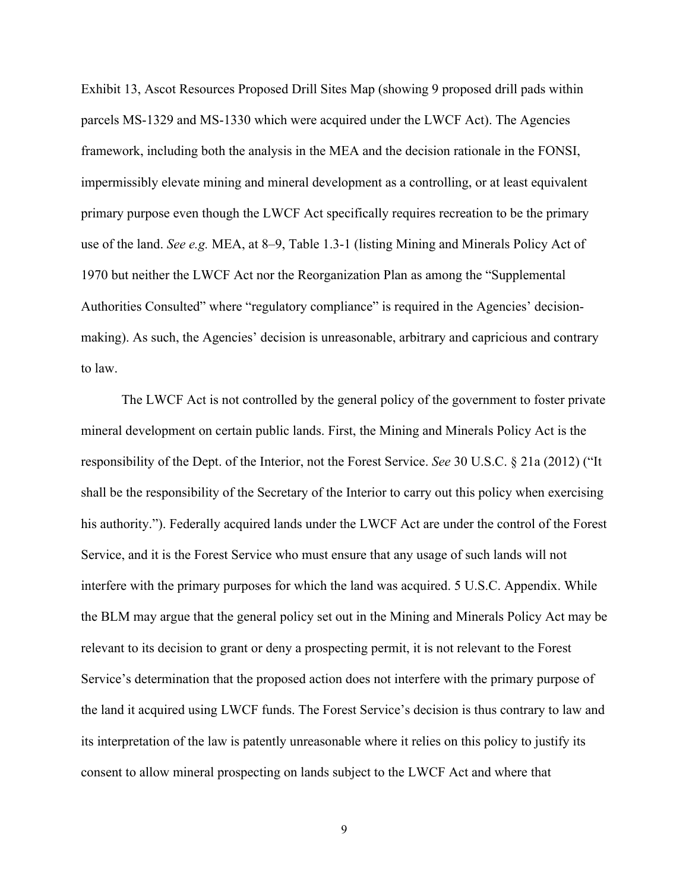Exhibit 13, Ascot Resources Proposed Drill Sites Map (showing 9 proposed drill pads within parcels MS-1329 and MS-1330 which were acquired under the LWCF Act). The Agencies framework, including both the analysis in the MEA and the decision rationale in the FONSI, impermissibly elevate mining and mineral development as a controlling, or at least equivalent primary purpose even though the LWCF Act specifically requires recreation to be the primary use of the land. *See e.g.* MEA, at 8–9, Table 1.3-1 (listing Mining and Minerals Policy Act of 1970 but neither the LWCF Act nor the Reorganization Plan as among the "Supplemental Authorities Consulted" where "regulatory compliance" is required in the Agencies' decision-making). As such, the Agencies' decision is unreasonable, arbitrary and capricious and contrary to law.

The LWCF Act is not controlled by the general policy of the government to foster private mineral development on certain public lands. First, the Mining and Minerals Policy Act is the responsibility of the Dept. of the Interior, not the Forest Service. *See* 30 U.S.C. § 21a (2012) ("It shall be the responsibility of the Secretary of the Interior to carry out this policy when exercising his authority."). Federally acquired lands under the LWCF Act are under the control of the Forest Service, and it is the Forest Service who must ensure that any usage of such lands will not interfere with the primary purposes for which the land was acquired. 5 U.S.C. Appendix. While the BLM may argue that the general policy set out in the Mining and Minerals Policy Act may be relevant to its decision to grant or deny a prospecting permit, it is not relevant to the Forest Service's determination that the proposed action does not interfere with the primary purpose of the land it acquired using LWCF funds. The Forest Service's decision is thus contrary to law and its interpretation of the law is patently unreasonable where it relies on this policy to justify its consent to allow mineral prospecting on lands subject to the LWCF Act and where that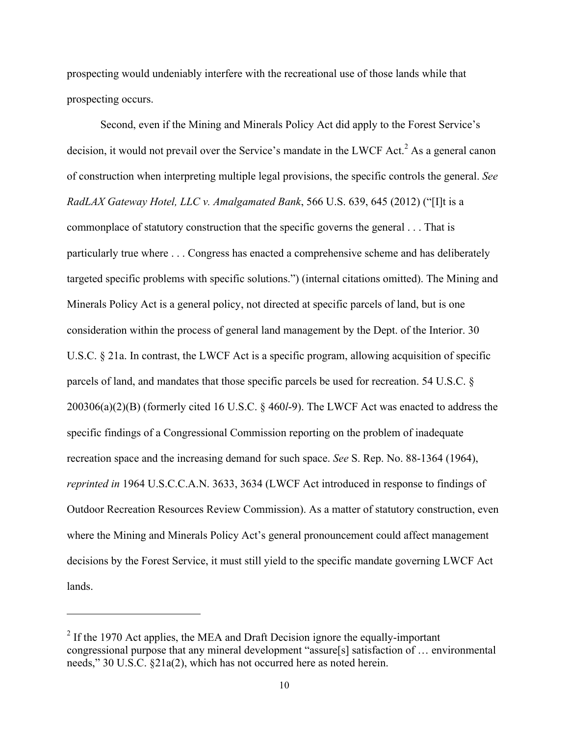prospecting would undeniably interfere with the recreational use of those lands while that prospecting occurs.

Second, even if the Mining and Minerals Policy Act did apply to the Forest Service's decision, it would not prevail over the Service's mandate in the LWCF Act.[2] As a general canon of construction when interpreting multiple legal provisions, the specific controls the general. *See RadLAX Gateway Hotel, LLC v. Amalgamated Bank*, 566 U.S. 639, 645 (2012) ("[I]t is a commonplace of statutory construction that the specific governs the general . . . That is particularly true where . . . Congress has enacted a comprehensive scheme and has deliberately targeted specific problems with specific solutions.") (internal citations omitted). The Mining and Minerals Policy Act is a general policy, not directed at specific parcels of land, but is one consideration within the process of general land management by the Dept. of the Interior. 30 U.S.C. § 21a. In contrast, the LWCF Act is a specific program, allowing acquisition of specific parcels of land, and mandates that those specific parcels be used for recreation. 54 U.S.C. § 200306(a)(2)(B) (formerly cited 16 U.S.C. § 460*l*-9). The LWCF Act was enacted to address the specific findings of a Congressional Commission reporting on the problem of inadequate recreation space and the increasing demand for such space. *See* S. Rep. No. 88-1364 (1964), *reprinted in* 1964 U.S.C.C.A.N. 3633, 3634 (LWCF Act introduced in response to findings of Outdoor Recreation Resources Review Commission). As a matter of statutory construction, even where the Mining and Minerals Policy Act's general pronouncement could affect management decisions by the Forest Service, it must still yield to the specific mandate governing LWCF Act lands.

---

[2] If the 1970 Act applies, the MEA and Draft Decision ignore the equally-important congressional purpose that any mineral development "assure[s] satisfaction of … environmental needs," 30 U.S.C. §21a(2), which has not occurred here as noted herein.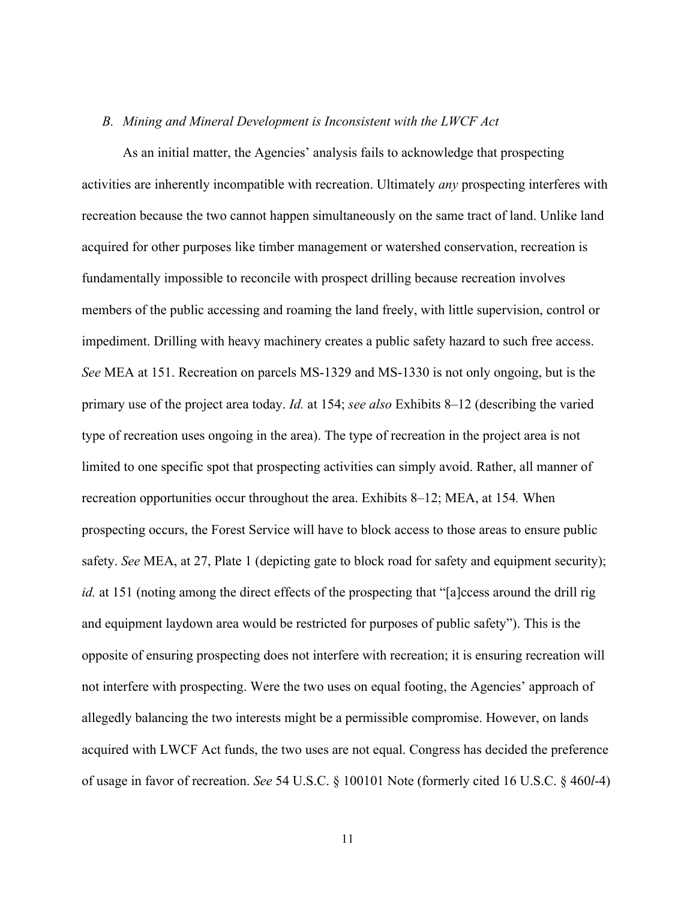### *B. Mining and Mineral Development is Inconsistent with the LWCF Act*

As an initial matter, the Agencies' analysis fails to acknowledge that prospecting activities are inherently incompatible with recreation. Ultimately *any* prospecting interferes with recreation because the two cannot happen simultaneously on the same tract of land. Unlike land acquired for other purposes like timber management or watershed conservation, recreation is fundamentally impossible to reconcile with prospect drilling because recreation involves members of the public accessing and roaming the land freely, with little supervision, control or impediment. Drilling with heavy machinery creates a public safety hazard to such free access. *See* MEA at 151. Recreation on parcels MS-1329 and MS-1330 is not only ongoing, but is the primary use of the project area today. *Id.* at 154; *see also* Exhibits 8–12 (describing the varied type of recreation uses ongoing in the area). The type of recreation in the project area is not limited to one specific spot that prospecting activities can simply avoid. Rather, all manner of recreation opportunities occur throughout the area. Exhibits 8–12; MEA, at 154*.* When prospecting occurs, the Forest Service will have to block access to those areas to ensure public safety. *See* MEA, at 27, Plate 1 (depicting gate to block road for safety and equipment security); *id.* at 151 (noting among the direct effects of the prospecting that "[a]ccess around the drill rig and equipment laydown area would be restricted for purposes of public safety"). This is the opposite of ensuring prospecting does not interfere with recreation; it is ensuring recreation will not interfere with prospecting. Were the two uses on equal footing, the Agencies' approach of allegedly balancing the two interests might be a permissible compromise. However, on lands acquired with LWCF Act funds, the two uses are not equal. Congress has decided the preference of usage in favor of recreation. *See* 54 U.S.C. § 100101 Note (formerly cited 16 U.S.C. § 460*l*-4)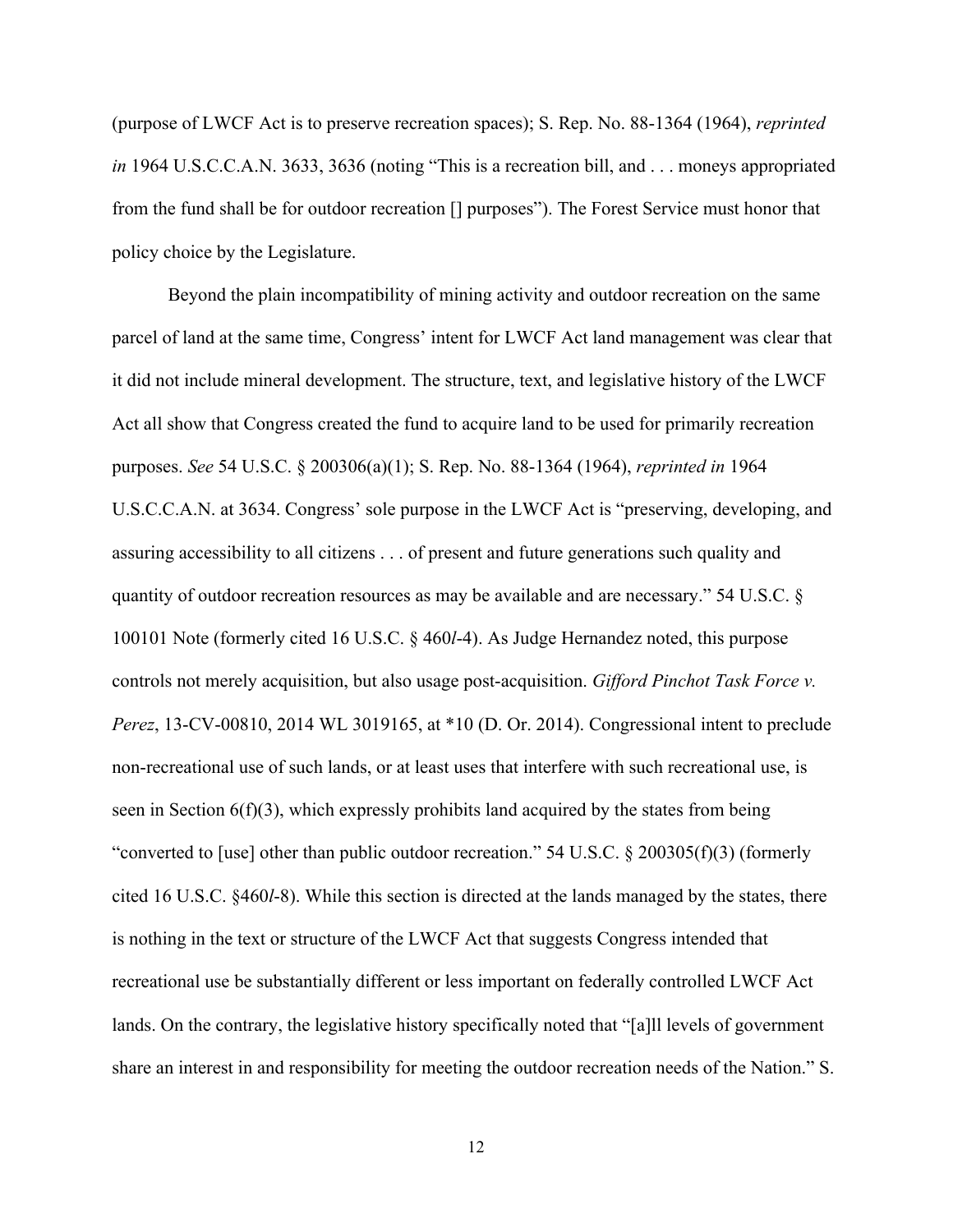(purpose of LWCF Act is to preserve recreation spaces); S. Rep. No. 88-1364 (1964), *reprinted in* 1964 U.S.C.C.A.N. 3633, 3636 (noting "This is a recreation bill, and . . . moneys appropriated from the fund shall be for outdoor recreation [] purposes"). The Forest Service must honor that policy choice by the Legislature.

Beyond the plain incompatibility of mining activity and outdoor recreation on the same parcel of land at the same time, Congress' intent for LWCF Act land management was clear that it did not include mineral development. The structure, text, and legislative history of the LWCF Act all show that Congress created the fund to acquire land to be used for primarily recreation purposes. *See* 54 U.S.C. § 200306(a)(1); S. Rep. No. 88-1364 (1964), *reprinted in* 1964 U.S.C.C.A.N. at 3634. Congress' sole purpose in the LWCF Act is "preserving, developing, and assuring accessibility to all citizens . . . of present and future generations such quality and quantity of outdoor recreation resources as may be available and are necessary." 54 U.S.C. § 100101 Note (formerly cited 16 U.S.C. § 460*l*-4). As Judge Hernandez noted, this purpose controls not merely acquisition, but also usage post-acquisition. *Gifford Pinchot Task Force v. Perez*, 13-CV-00810, 2014 WL 3019165, at *10 (D. Or. 2014). Congressional intent to preclude non-recreational use of such lands, or at least uses that interfere with such recreational use, is seen in Section 6(f)(3), which expressly prohibits land acquired by the states from being "converted to [use] other than public outdoor recreation." 54 U.S.C. § 200305(f)(3) (formerly cited 16 U.S.C. §460*l*-8). While this section is directed at the lands managed by the states, there is nothing in the text or structure of the LWCF Act that suggests Congress intended that recreational use be substantially different or less important on federally controlled LWCF Act lands. On the contrary, the legislative history specifically noted that "[a]ll levels of government share an interest in and responsibility for meeting the outdoor recreation needs of the Nation." S.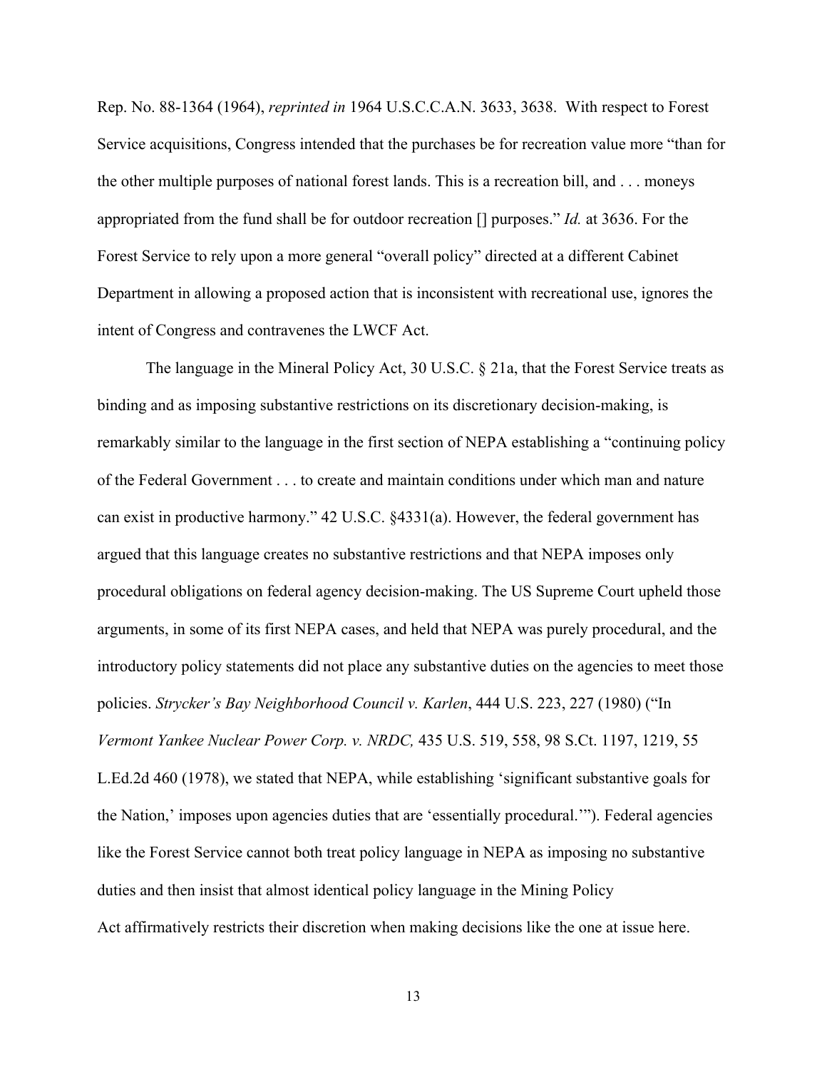Rep. No. 88-1364 (1964), *reprinted in* 1964 U.S.C.C.A.N. 3633, 3638. With respect to Forest Service acquisitions, Congress intended that the purchases be for recreation value more "than for the other multiple purposes of national forest lands. This is a recreation bill, and . . . moneys appropriated from the fund shall be for outdoor recreation [] purposes." *Id.* at 3636. For the Forest Service to rely upon a more general "overall policy" directed at a different Cabinet Department in allowing a proposed action that is inconsistent with recreational use, ignores the intent of Congress and contravenes the LWCF Act.

The language in the Mineral Policy Act, 30 U.S.C. § 21a, that the Forest Service treats as binding and as imposing substantive restrictions on its discretionary decision-making, is remarkably similar to the language in the first section of NEPA establishing a "continuing policy of the Federal Government . . . to create and maintain conditions under which man and nature can exist in productive harmony." 42 U.S.C. §4331(a). However, the federal government has argued that this language creates no substantive restrictions and that NEPA imposes only procedural obligations on federal agency decision-making. The US Supreme Court upheld those arguments, in some of its first NEPA cases, and held that NEPA was purely procedural, and the introductory policy statements did not place any substantive duties on the agencies to meet those policies. *Strycker's Bay Neighborhood Council v. Karlen*, 444 U.S. 223, 227 (1980) ("In *Vermont Yankee Nuclear Power Corp. v. NRDC,* 435 U.S. 519, 558, 98 S.Ct. 1197, 1219, 55 L.Ed.2d 460 (1978), we stated that NEPA, while establishing 'significant substantive goals for the Nation,' imposes upon agencies duties that are 'essentially procedural.'"). Federal agencies like the Forest Service cannot both treat policy language in NEPA as imposing no substantive duties and then insist that almost identical policy language in the Mining Policy Act affirmatively restricts their discretion when making decisions like the one at issue here.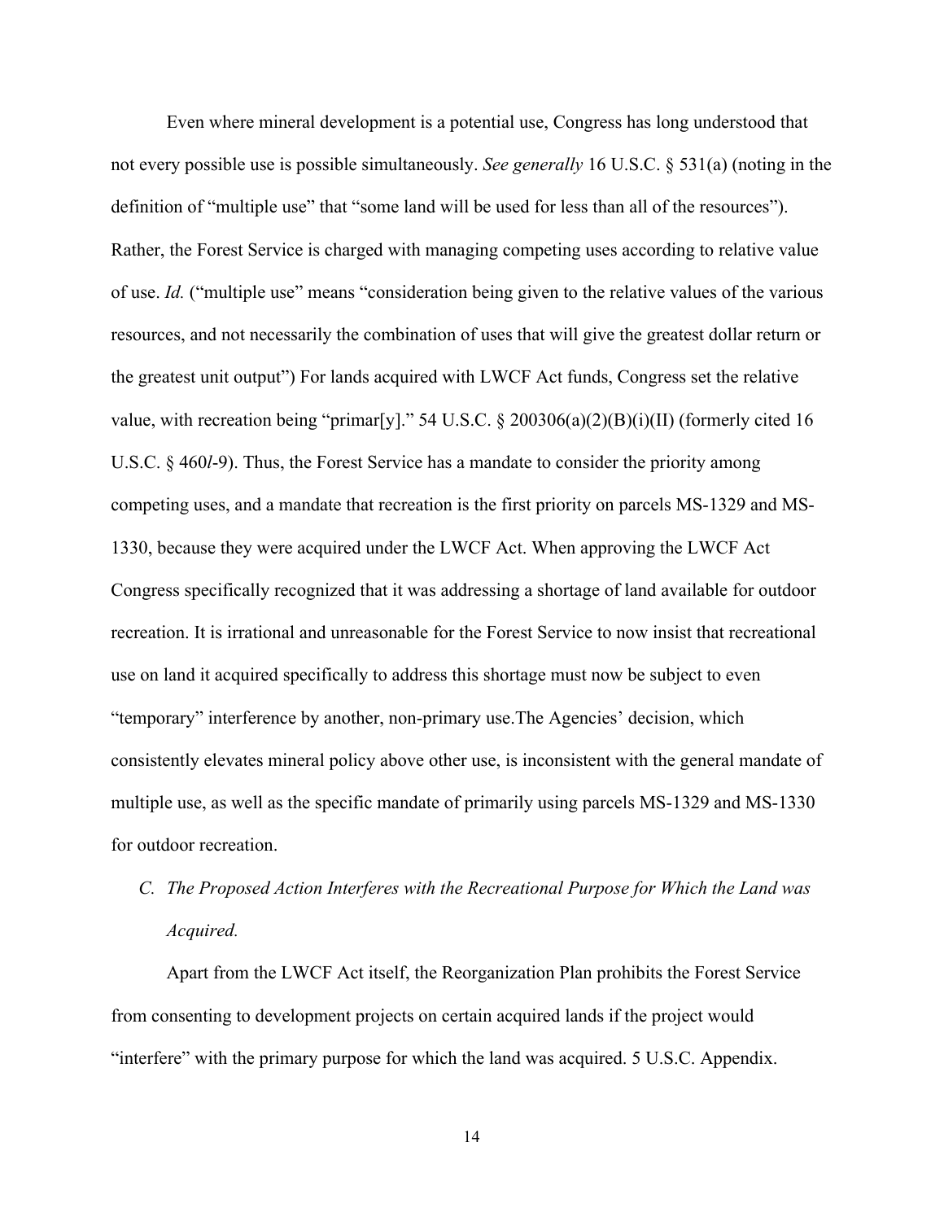Even where mineral development is a potential use, Congress has long understood that not every possible use is possible simultaneously. *See generally* 16 U.S.C. § 531(a) (noting in the definition of "multiple use" that "some land will be used for less than all of the resources"). Rather, the Forest Service is charged with managing competing uses according to relative value of use. *Id.* ("multiple use" means "consideration being given to the relative values of the various resources, and not necessarily the combination of uses that will give the greatest dollar return or the greatest unit output") For lands acquired with LWCF Act funds, Congress set the relative value, with recreation being "primar[y]." 54 U.S.C. § 200306(a)(2)(B)(i)(II) (formerly cited 16 U.S.C. § 460*l*-9). Thus, the Forest Service has a mandate to consider the priority among competing uses, and a mandate that recreation is the first priority on parcels MS-1329 and MS-1330, because they were acquired under the LWCF Act. When approving the LWCF Act Congress specifically recognized that it was addressing a shortage of land available for outdoor recreation. It is irrational and unreasonable for the Forest Service to now insist that recreational use on land it acquired specifically to address this shortage must now be subject to even "temporary" interference by another, non-primary use.The Agencies' decision, which consistently elevates mineral policy above other use, is inconsistent with the general mandate of multiple use, as well as the specific mandate of primarily using parcels MS-1329 and MS-1330 for outdoor recreation.

### *C. The Proposed Action Interferes with the Recreational Purpose for Which the Land was Acquired.*

Apart from the LWCF Act itself, the Reorganization Plan prohibits the Forest Service from consenting to development projects on certain acquired lands if the project would "interfere" with the primary purpose for which the land was acquired. 5 U.S.C. Appendix.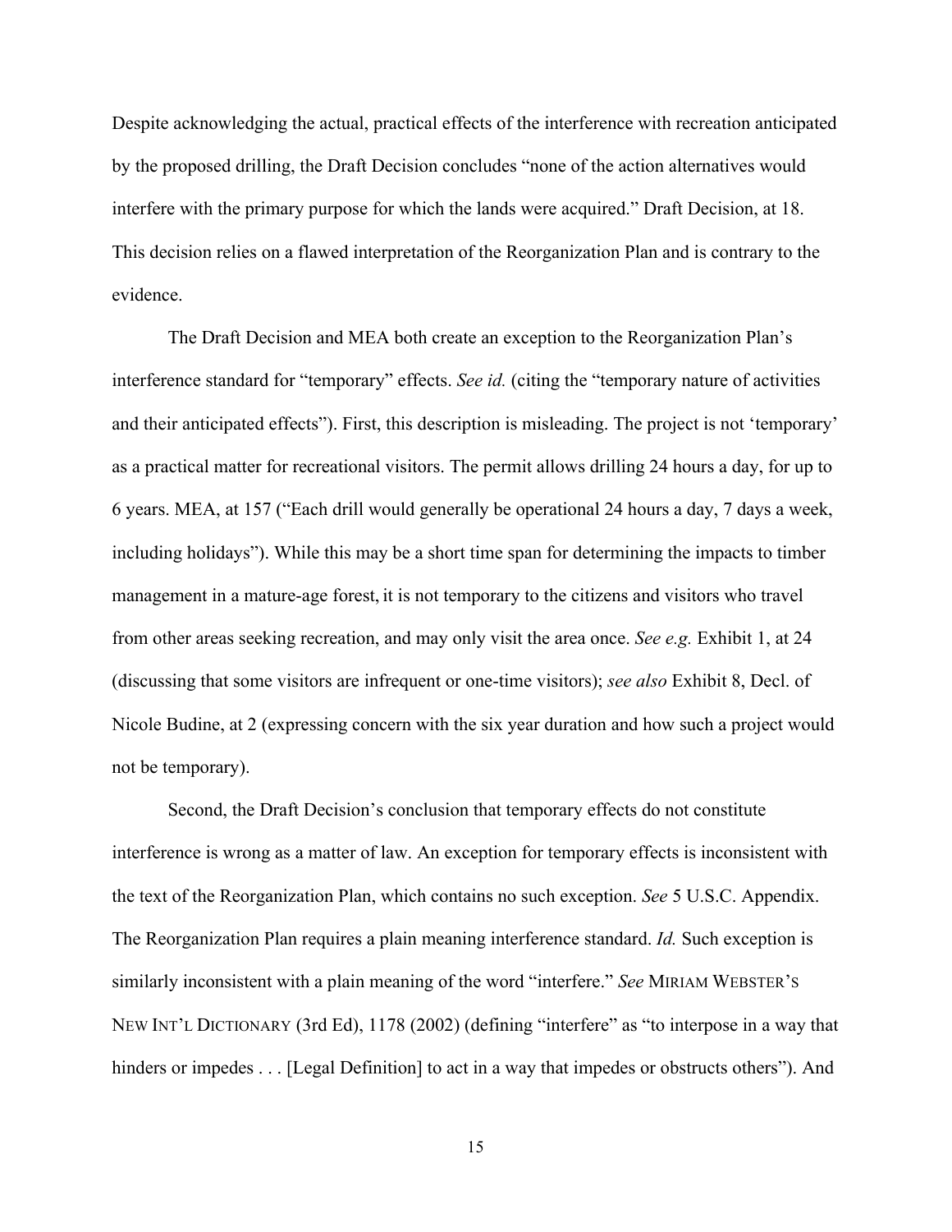Despite acknowledging the actual, practical effects of the interference with recreation anticipated by the proposed drilling, the Draft Decision concludes "none of the action alternatives would interfere with the primary purpose for which the lands were acquired." Draft Decision, at 18. This decision relies on a flawed interpretation of the Reorganization Plan and is contrary to the evidence.

The Draft Decision and MEA both create an exception to the Reorganization Plan's interference standard for "temporary" effects. *See id.* (citing the "temporary nature of activities and their anticipated effects"). First, this description is misleading. The project is not 'temporary' as a practical matter for recreational visitors. The permit allows drilling 24 hours a day, for up to 6 years. MEA, at 157 ("Each drill would generally be operational 24 hours a day, 7 days a week, including holidays"). While this may be a short time span for determining the impacts to timber management in a mature-age forest, it is not temporary to the citizens and visitors who travel from other areas seeking recreation, and may only visit the area once. *See e.g.* Exhibit 1, at 24 (discussing that some visitors are infrequent or one-time visitors); *see also* Exhibit 8, Decl. of Nicole Budine, at 2 (expressing concern with the six year duration and how such a project would not be temporary).

Second, the Draft Decision's conclusion that temporary effects do not constitute interference is wrong as a matter of law. An exception for temporary effects is inconsistent with the text of the Reorganization Plan, which contains no such exception. *See* 5 U.S.C. Appendix. The Reorganization Plan requires a plain meaning interference standard. *Id.* Such exception is similarly inconsistent with a plain meaning of the word "interfere." *See* MIRIAM WEBSTER'S NEW INT'L DICTIONARY (3rd Ed), 1178 (2002) (defining "interfere" as "to interpose in a way that hinders or impedes . . . [Legal Definition] to act in a way that impedes or obstructs others"). And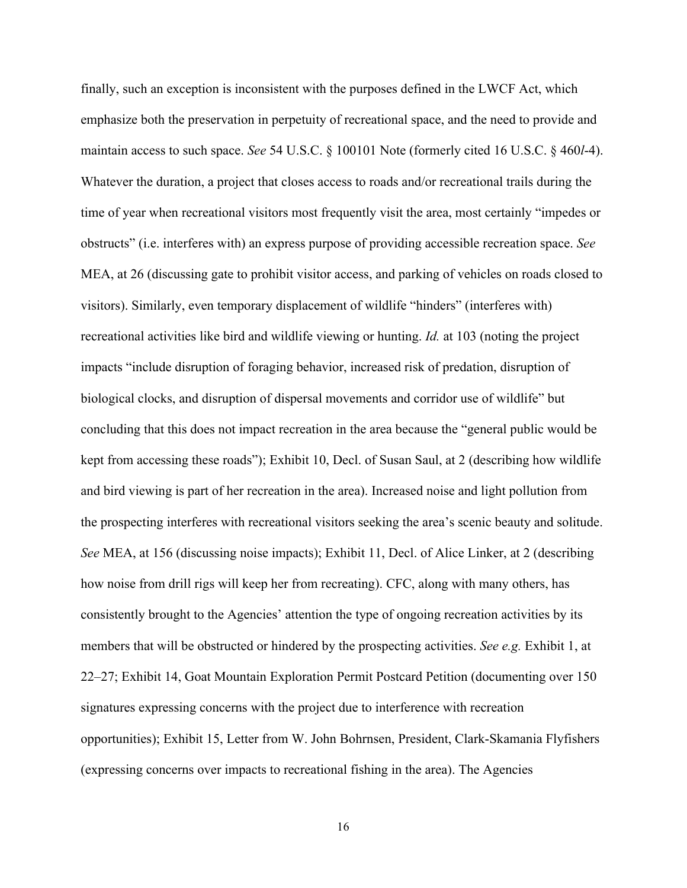finally, such an exception is inconsistent with the purposes defined in the LWCF Act, which emphasize both the preservation in perpetuity of recreational space, and the need to provide and maintain access to such space. *See* 54 U.S.C. § 100101 Note (formerly cited 16 U.S.C. § 460*l*-4). Whatever the duration, a project that closes access to roads and/or recreational trails during the time of year when recreational visitors most frequently visit the area, most certainly "impedes or obstructs" (i.e. interferes with) an express purpose of providing accessible recreation space. *See* MEA, at 26 (discussing gate to prohibit visitor access, and parking of vehicles on roads closed to visitors). Similarly, even temporary displacement of wildlife "hinders" (interferes with) recreational activities like bird and wildlife viewing or hunting. *Id.* at 103 (noting the project impacts "include disruption of foraging behavior, increased risk of predation, disruption of biological clocks, and disruption of dispersal movements and corridor use of wildlife" but concluding that this does not impact recreation in the area because the "general public would be kept from accessing these roads"); Exhibit 10, Decl. of Susan Saul, at 2 (describing how wildlife and bird viewing is part of her recreation in the area). Increased noise and light pollution from the prospecting interferes with recreational visitors seeking the area's scenic beauty and solitude. *See* MEA, at 156 (discussing noise impacts); Exhibit 11, Decl. of Alice Linker, at 2 (describing how noise from drill rigs will keep her from recreating). CFC, along with many others, has consistently brought to the Agencies' attention the type of ongoing recreation activities by its members that will be obstructed or hindered by the prospecting activities. *See e.g.* Exhibit 1, at 22–27; Exhibit 14, Goat Mountain Exploration Permit Postcard Petition (documenting over 150 signatures expressing concerns with the project due to interference with recreation opportunities); Exhibit 15, Letter from W. John Bohrnsen, President, Clark-Skamania Flyfishers (expressing concerns over impacts to recreational fishing in the area). The Agencies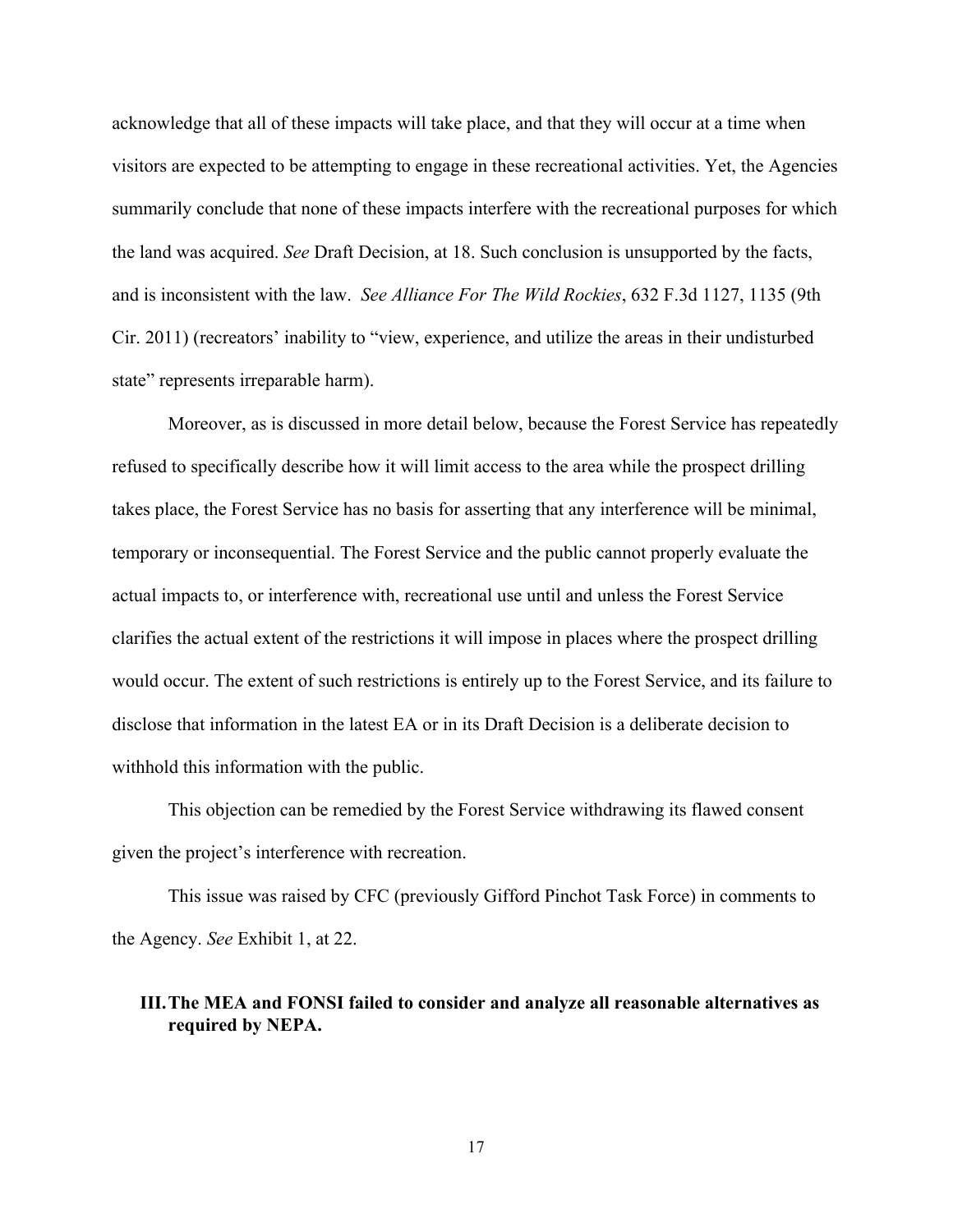acknowledge that all of these impacts will take place, and that they will occur at a time when visitors are expected to be attempting to engage in these recreational activities. Yet, the Agencies summarily conclude that none of these impacts interfere with the recreational purposes for which the land was acquired. *See* Draft Decision, at 18. Such conclusion is unsupported by the facts, and is inconsistent with the law. *See Alliance For The Wild Rockies*, 632 F.3d 1127, 1135 (9th Cir. 2011) (recreators' inability to "view, experience, and utilize the areas in their undisturbed state" represents irreparable harm).

Moreover, as is discussed in more detail below, because the Forest Service has repeatedly refused to specifically describe how it will limit access to the area while the prospect drilling takes place, the Forest Service has no basis for asserting that any interference will be minimal, temporary or inconsequential. The Forest Service and the public cannot properly evaluate the actual impacts to, or interference with, recreational use until and unless the Forest Service clarifies the actual extent of the restrictions it will impose in places where the prospect drilling would occur. The extent of such restrictions is entirely up to the Forest Service, and its failure to disclose that information in the latest EA or in its Draft Decision is a deliberate decision to withhold this information with the public.

This objection can be remedied by the Forest Service withdrawing its flawed consent given the project's interference with recreation.

This issue was raised by CFC (previously Gifford Pinchot Task Force) in comments to the Agency. *See* Exhibit 1, at 22.

## III. The MEA and FONSI failed to consider and analyze all reasonable alternatives as required by NEPA.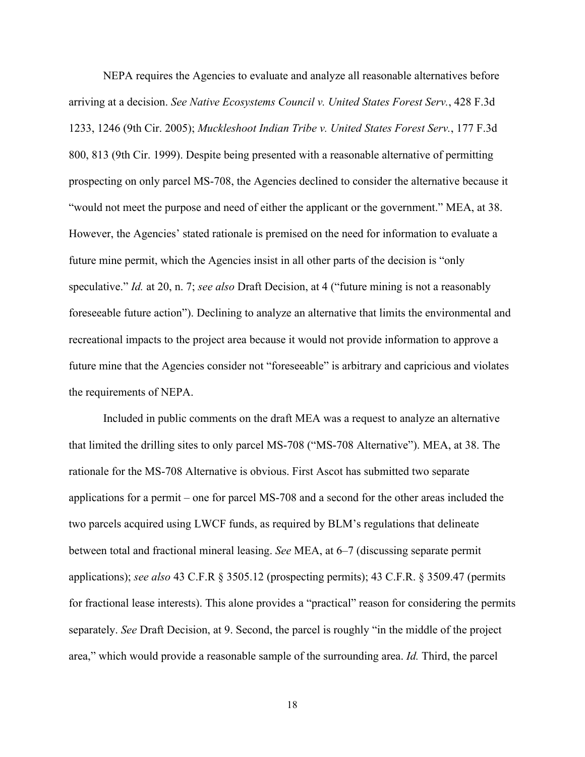NEPA requires the Agencies to evaluate and analyze all reasonable alternatives before arriving at a decision. *See Native Ecosystems Council v. United States Forest Serv.*, 428 F.3d 1233, 1246 (9th Cir. 2005); *Muckleshoot Indian Tribe v. United States Forest Serv.*, 177 F.3d 800, 813 (9th Cir. 1999). Despite being presented with a reasonable alternative of permitting prospecting on only parcel MS-708, the Agencies declined to consider the alternative because it "would not meet the purpose and need of either the applicant or the government." MEA, at 38. However, the Agencies' stated rationale is premised on the need for information to evaluate a future mine permit, which the Agencies insist in all other parts of the decision is "only speculative." *Id.* at 20, n. 7; *see also* Draft Decision, at 4 ("future mining is not a reasonably foreseeable future action"). Declining to analyze an alternative that limits the environmental and recreational impacts to the project area because it would not provide information to approve a future mine that the Agencies consider not "foreseeable" is arbitrary and capricious and violates the requirements of NEPA.

Included in public comments on the draft MEA was a request to analyze an alternative that limited the drilling sites to only parcel MS-708 ("MS-708 Alternative"). MEA, at 38. The rationale for the MS-708 Alternative is obvious. First Ascot has submitted two separate applications for a permit – one for parcel MS-708 and a second for the other areas included the two parcels acquired using LWCF funds, as required by BLM's regulations that delineate between total and fractional mineral leasing. *See* MEA, at 6–7 (discussing separate permit applications); *see also* 43 C.F.R § 3505.12 (prospecting permits); 43 C.F.R. § 3509.47 (permits for fractional lease interests). This alone provides a "practical" reason for considering the permits separately. *See* Draft Decision, at 9. Second, the parcel is roughly "in the middle of the project area," which would provide a reasonable sample of the surrounding area. *Id.* Third, the parcel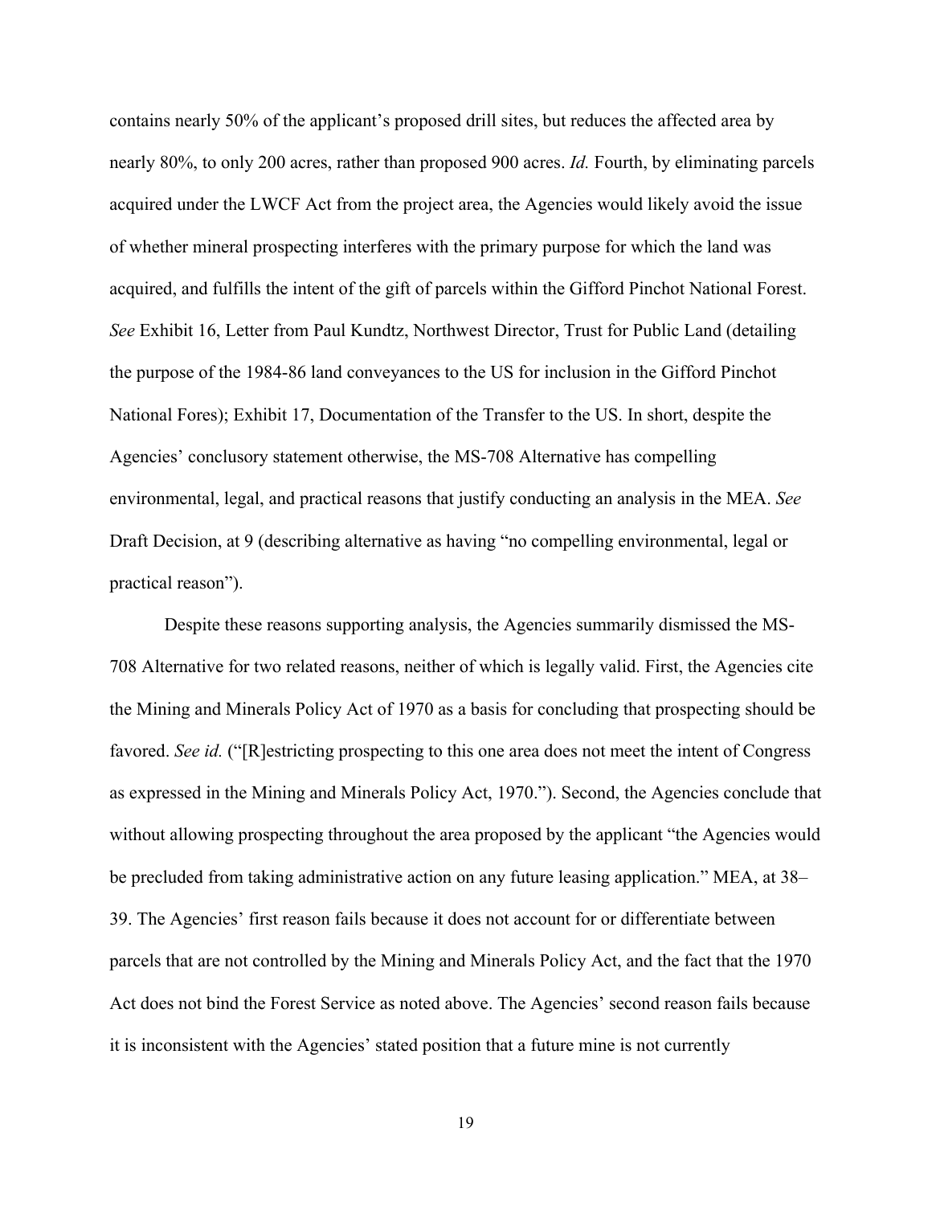contains nearly 50% of the applicant's proposed drill sites, but reduces the affected area by nearly 80%, to only 200 acres, rather than proposed 900 acres. *Id.* Fourth, by eliminating parcels acquired under the LWCF Act from the project area, the Agencies would likely avoid the issue of whether mineral prospecting interferes with the primary purpose for which the land was acquired, and fulfills the intent of the gift of parcels within the Gifford Pinchot National Forest. *See* Exhibit 16, Letter from Paul Kundtz, Northwest Director, Trust for Public Land (detailing the purpose of the 1984-86 land conveyances to the US for inclusion in the Gifford Pinchot National Fores); Exhibit 17, Documentation of the Transfer to the US. In short, despite the Agencies' conclusory statement otherwise, the MS-708 Alternative has compelling environmental, legal, and practical reasons that justify conducting an analysis in the MEA. *See* Draft Decision, at 9 (describing alternative as having "no compelling environmental, legal or practical reason").

Despite these reasons supporting analysis, the Agencies summarily dismissed the MS-708 Alternative for two related reasons, neither of which is legally valid. First, the Agencies cite the Mining and Minerals Policy Act of 1970 as a basis for concluding that prospecting should be favored. *See id.* ("[R]estricting prospecting to this one area does not meet the intent of Congress as expressed in the Mining and Minerals Policy Act, 1970."). Second, the Agencies conclude that without allowing prospecting throughout the area proposed by the applicant "the Agencies would be precluded from taking administrative action on any future leasing application." MEA, at 38–39. The Agencies' first reason fails because it does not account for or differentiate between parcels that are not controlled by the Mining and Minerals Policy Act, and the fact that the 1970 Act does not bind the Forest Service as noted above. The Agencies' second reason fails because it is inconsistent with the Agencies' stated position that a future mine is not currently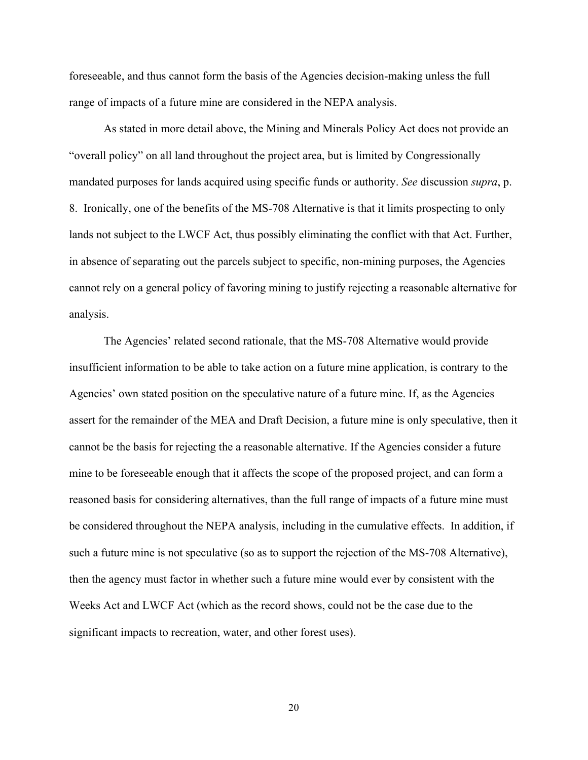foreseeable, and thus cannot form the basis of the Agencies decision-making unless the full range of impacts of a future mine are considered in the NEPA analysis.

As stated in more detail above, the Mining and Minerals Policy Act does not provide an "overall policy" on all land throughout the project area, but is limited by Congressionally mandated purposes for lands acquired using specific funds or authority. *See* discussion *supra*, p. 8. Ironically, one of the benefits of the MS-708 Alternative is that it limits prospecting to only lands not subject to the LWCF Act, thus possibly eliminating the conflict with that Act. Further, in absence of separating out the parcels subject to specific, non-mining purposes, the Agencies cannot rely on a general policy of favoring mining to justify rejecting a reasonable alternative for analysis.

The Agencies' related second rationale, that the MS-708 Alternative would provide insufficient information to be able to take action on a future mine application, is contrary to the Agencies' own stated position on the speculative nature of a future mine. If, as the Agencies assert for the remainder of the MEA and Draft Decision, a future mine is only speculative, then it cannot be the basis for rejecting the a reasonable alternative. If the Agencies consider a future mine to be foreseeable enough that it affects the scope of the proposed project, and can form a reasoned basis for considering alternatives, than the full range of impacts of a future mine must be considered throughout the NEPA analysis, including in the cumulative effects. In addition, if such a future mine is not speculative (so as to support the rejection of the MS-708 Alternative), then the agency must factor in whether such a future mine would ever by consistent with the Weeks Act and LWCF Act (which as the record shows, could not be the case due to the significant impacts to recreation, water, and other forest uses).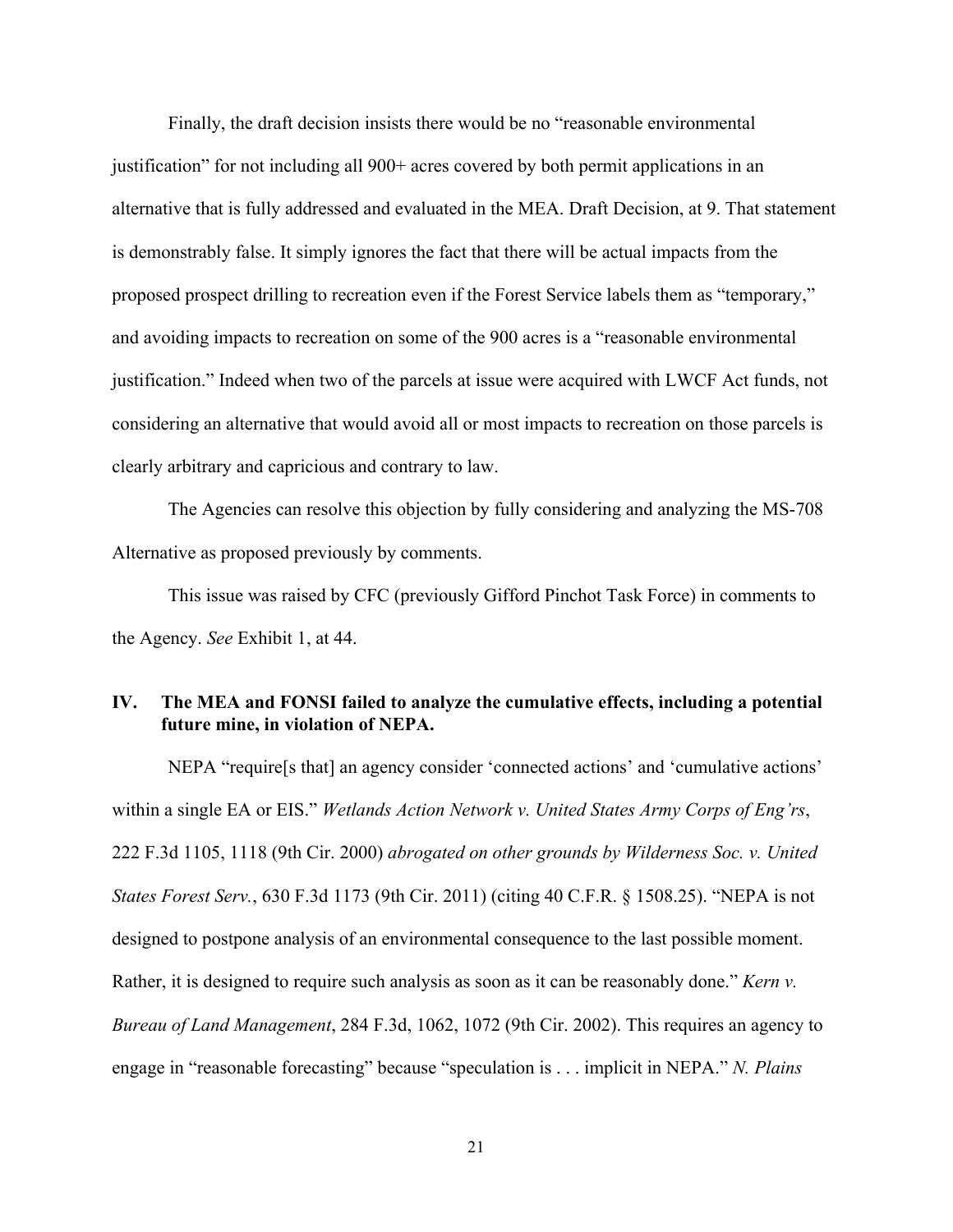Finally, the draft decision insists there would be no "reasonable environmental justification" for not including all 900+ acres covered by both permit applications in an alternative that is fully addressed and evaluated in the MEA. Draft Decision, at 9. That statement is demonstrably false. It simply ignores the fact that there will be actual impacts from the proposed prospect drilling to recreation even if the Forest Service labels them as "temporary," and avoiding impacts to recreation on some of the 900 acres is a "reasonable environmental justification." Indeed when two of the parcels at issue were acquired with LWCF Act funds, not considering an alternative that would avoid all or most impacts to recreation on those parcels is clearly arbitrary and capricious and contrary to law.

The Agencies can resolve this objection by fully considering and analyzing the MS-708 Alternative as proposed previously by comments.

This issue was raised by CFC (previously Gifford Pinchot Task Force) in comments to the Agency. *See* Exhibit 1, at 44.

## IV. The MEA and FONSI failed to analyze the cumulative effects, including a potential future mine, in violation of NEPA.

NEPA "require[s that] an agency consider 'connected actions' and 'cumulative actions' within a single EA or EIS." *Wetlands Action Network v. United States Army Corps of Eng'rs*, 222 F.3d 1105, 1118 (9th Cir. 2000) *abrogated on other grounds by Wilderness Soc. v. United States Forest Serv.*, 630 F.3d 1173 (9th Cir. 2011) (citing 40 C.F.R. § 1508.25). "NEPA is not designed to postpone analysis of an environmental consequence to the last possible moment. Rather, it is designed to require such analysis as soon as it can be reasonably done." *Kern v. Bureau of Land Management*, 284 F.3d, 1062, 1072 (9th Cir. 2002). This requires an agency to engage in "reasonable forecasting" because "speculation is . . . implicit in NEPA." *N. Plains*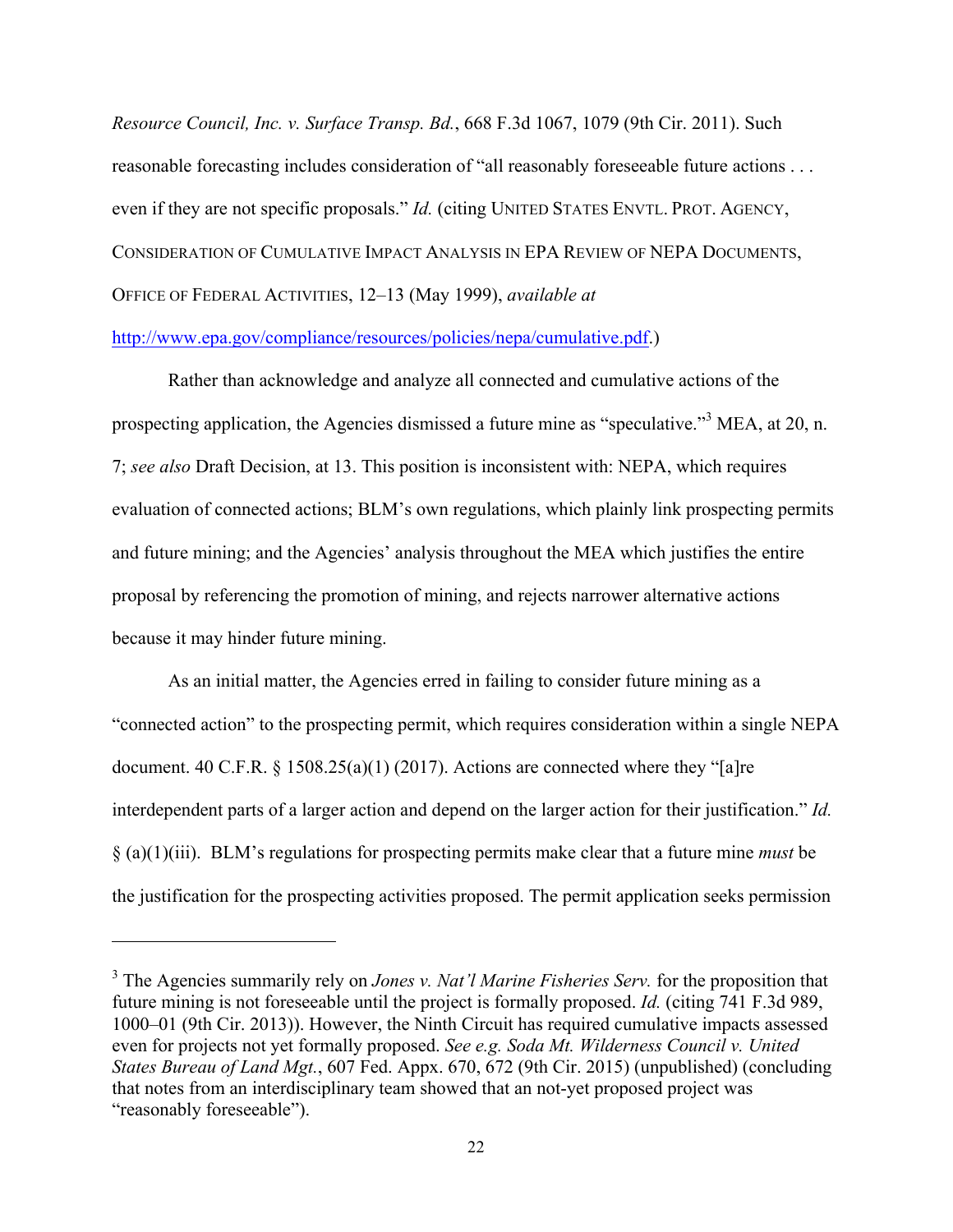*Resource Council, Inc. v. Surface Transp. Bd.*, 668 F.3d 1067, 1079 (9th Cir. 2011). Such reasonable forecasting includes consideration of "all reasonably foreseeable future actions . . . even if they are not specific proposals." *Id.* (citing UNITED STATES ENVTL. PROT. AGENCY, CONSIDERATION OF CUMULATIVE IMPACT ANALYSIS IN EPA REVIEW OF NEPA DOCUMENTS, OFFICE OF FEDERAL ACTIVITIES, 12–13 (May 1999), *available at* http://www.epa.gov/compliance/resources/policies/nepa/cumulative.pdf.)

Rather than acknowledge and analyze all connected and cumulative actions of the prospecting application, the Agencies dismissed a future mine as "speculative."[3] MEA, at 20, n. 7; *see also* Draft Decision, at 13. This position is inconsistent with: NEPA, which requires evaluation of connected actions; BLM's own regulations, which plainly link prospecting permits and future mining; and the Agencies' analysis throughout the MEA which justifies the entire proposal by referencing the promotion of mining, and rejects narrower alternative actions because it may hinder future mining.

As an initial matter, the Agencies erred in failing to consider future mining as a "connected action" to the prospecting permit, which requires consideration within a single NEPA document. 40 C.F.R. § 1508.25(a)(1) (2017). Actions are connected where they "[a]re interdependent parts of a larger action and depend on the larger action for their justification." *Id.* § (a)(1)(iii). BLM's regulations for prospecting permits make clear that a future mine *must* be the justification for the prospecting activities proposed. The permit application seeks permission

---

[3] The Agencies summarily rely on *Jones v. Nat'l Marine Fisheries Serv.* for the proposition that future mining is not foreseeable until the project is formally proposed. *Id.* (citing 741 F.3d 989, 1000–01 (9th Cir. 2013)). However, the Ninth Circuit has required cumulative impacts assessed even for projects not yet formally proposed. *See e.g. Soda Mt. Wilderness Council v. United States Bureau of Land Mgt.*, 607 Fed. Appx. 670, 672 (9th Cir. 2015) (unpublished) (concluding that notes from an interdisciplinary team showed that an not-yet proposed project was "reasonably foreseeable").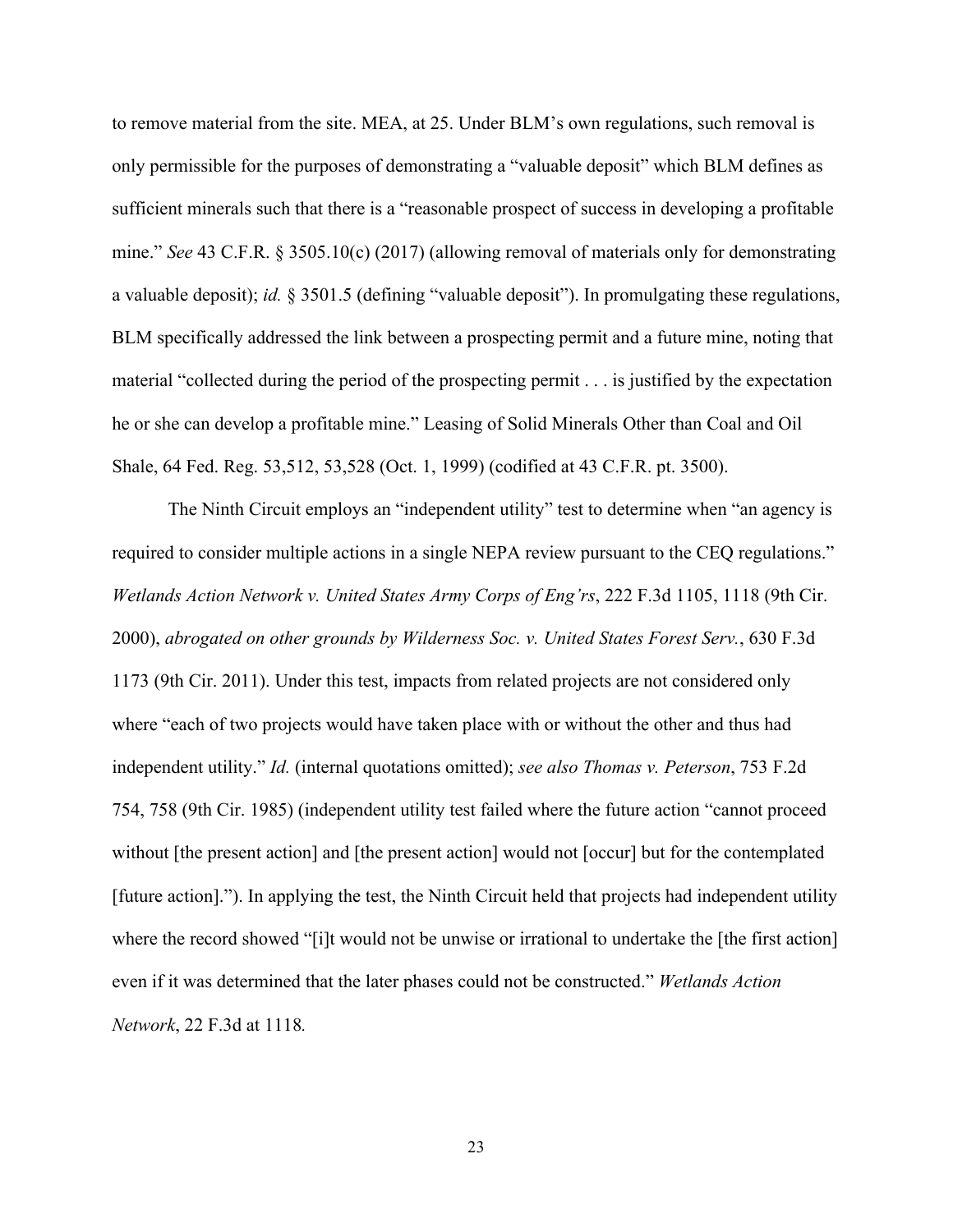to remove material from the site. MEA, at 25. Under BLM's own regulations, such removal is only permissible for the purposes of demonstrating a "valuable deposit" which BLM defines as sufficient minerals such that there is a "reasonable prospect of success in developing a profitable mine." *See* 43 C.F.R. § 3505.10(c) (2017) (allowing removal of materials only for demonstrating a valuable deposit); *id.* § 3501.5 (defining "valuable deposit"). In promulgating these regulations, BLM specifically addressed the link between a prospecting permit and a future mine, noting that material "collected during the period of the prospecting permit . . . is justified by the expectation he or she can develop a profitable mine." Leasing of Solid Minerals Other than Coal and Oil Shale, 64 Fed. Reg. 53,512, 53,528 (Oct. 1, 1999) (codified at 43 C.F.R. pt. 3500).

The Ninth Circuit employs an "independent utility" test to determine when "an agency is required to consider multiple actions in a single NEPA review pursuant to the CEQ regulations." *Wetlands Action Network v. United States Army Corps of Eng'rs*, 222 F.3d 1105, 1118 (9th Cir. 2000), *abrogated on other grounds by Wilderness Soc. v. United States Forest Serv.*, 630 F.3d 1173 (9th Cir. 2011). Under this test, impacts from related projects are not considered only where "each of two projects would have taken place with or without the other and thus had independent utility." *Id.* (internal quotations omitted); *see also Thomas v. Peterson*, 753 F.2d 754, 758 (9th Cir. 1985) (independent utility test failed where the future action "cannot proceed without [the present action] and [the present action] would not [occur] but for the contemplated [future action]."). In applying the test, the Ninth Circuit held that projects had independent utility where the record showed "[i]t would not be unwise or irrational to undertake the [the first action] even if it was determined that the later phases could not be constructed." *Wetlands Action Network*, 22 F.3d at 1118.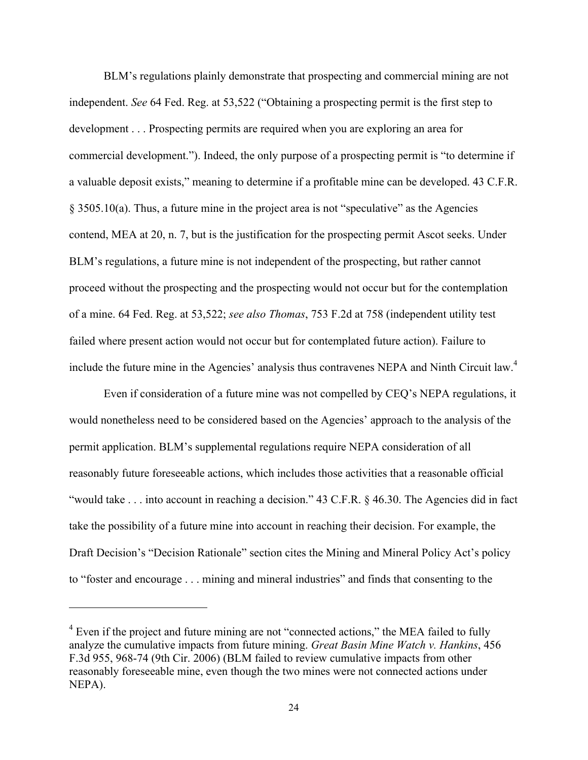BLM's regulations plainly demonstrate that prospecting and commercial mining are not independent. *See* 64 Fed. Reg. at 53,522 ("Obtaining a prospecting permit is the first step to development . . . Prospecting permits are required when you are exploring an area for commercial development."). Indeed, the only purpose of a prospecting permit is "to determine if a valuable deposit exists," meaning to determine if a profitable mine can be developed. 43 C.F.R. § 3505.10(a). Thus, a future mine in the project area is not "speculative" as the Agencies contend, MEA at 20, n. 7, but is the justification for the prospecting permit Ascot seeks. Under BLM's regulations, a future mine is not independent of the prospecting, but rather cannot proceed without the prospecting and the prospecting would not occur but for the contemplation of a mine. 64 Fed. Reg. at 53,522; *see also Thomas*, 753 F.2d at 758 (independent utility test failed where present action would not occur but for contemplated future action). Failure to include the future mine in the Agencies' analysis thus contravenes NEPA and Ninth Circuit law.[4]

Even if consideration of a future mine was not compelled by CEQ's NEPA regulations, it would nonetheless need to be considered based on the Agencies' approach to the analysis of the permit application. BLM's supplemental regulations require NEPA consideration of all reasonably future foreseeable actions, which includes those activities that a reasonable official "would take . . . into account in reaching a decision." 43 C.F.R. § 46.30. The Agencies did in fact take the possibility of a future mine into account in reaching their decision. For example, the Draft Decision's "Decision Rationale" section cites the Mining and Mineral Policy Act's policy to "foster and encourage . . . mining and mineral industries" and finds that consenting to the

---

[4] Even if the project and future mining are not "connected actions," the MEA failed to fully analyze the cumulative impacts from future mining. *Great Basin Mine Watch v. Hankins*, 456 F.3d 955, 968-74 (9th Cir. 2006) (BLM failed to review cumulative impacts from other reasonably foreseeable mine, even though the two mines were not connected actions under NEPA).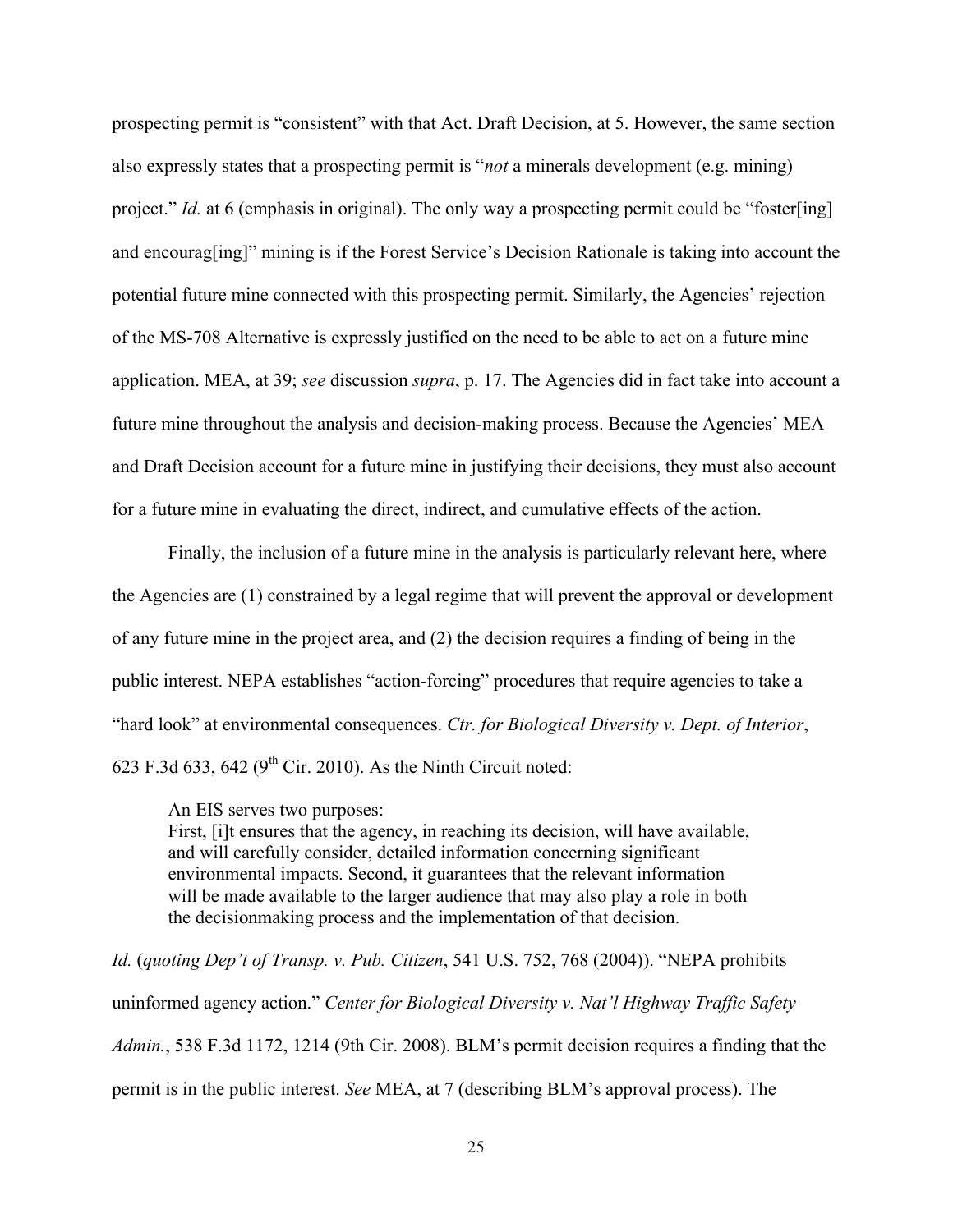prospecting permit is "consistent" with that Act. Draft Decision, at 5. However, the same section also expressly states that a prospecting permit is "*not* a minerals development (e.g. mining) project." *Id.* at 6 (emphasis in original). The only way a prospecting permit could be "foster[ing] and encourag[ing]" mining is if the Forest Service's Decision Rationale is taking into account the potential future mine connected with this prospecting permit. Similarly, the Agencies' rejection of the MS-708 Alternative is expressly justified on the need to be able to act on a future mine application. MEA, at 39; *see* discussion *supra*, p. 17. The Agencies did in fact take into account a future mine throughout the analysis and decision-making process. Because the Agencies' MEA and Draft Decision account for a future mine in justifying their decisions, they must also account for a future mine in evaluating the direct, indirect, and cumulative effects of the action.

Finally, the inclusion of a future mine in the analysis is particularly relevant here, where the Agencies are (1) constrained by a legal regime that will prevent the approval or development of any future mine in the project area, and (2) the decision requires a finding of being in the public interest. NEPA establishes "action-forcing" procedures that require agencies to take a "hard look" at environmental consequences. *Ctr. for Biological Diversity v. Dept. of Interior*, 623 F.3d 633, 642 (9th Cir. 2010). As the Ninth Circuit noted:

> An EIS serves two purposes:
> First, [i]t ensures that the agency, in reaching its decision, will have available, and will carefully consider, detailed information concerning significant environmental impacts. Second, it guarantees that the relevant information will be made available to the larger audience that may also play a role in both the decisionmaking process and the implementation of that decision.

*Id.* (*quoting Dep't of Transp. v. Pub. Citizen*, 541 U.S. 752, 768 (2004)). "NEPA prohibits uninformed agency action." *Center for Biological Diversity v. Nat'l Highway Traffic Safety Admin.*, 538 F.3d 1172, 1214 (9th Cir. 2008). BLM's permit decision requires a finding that the permit is in the public interest. *See* MEA, at 7 (describing BLM's approval process). The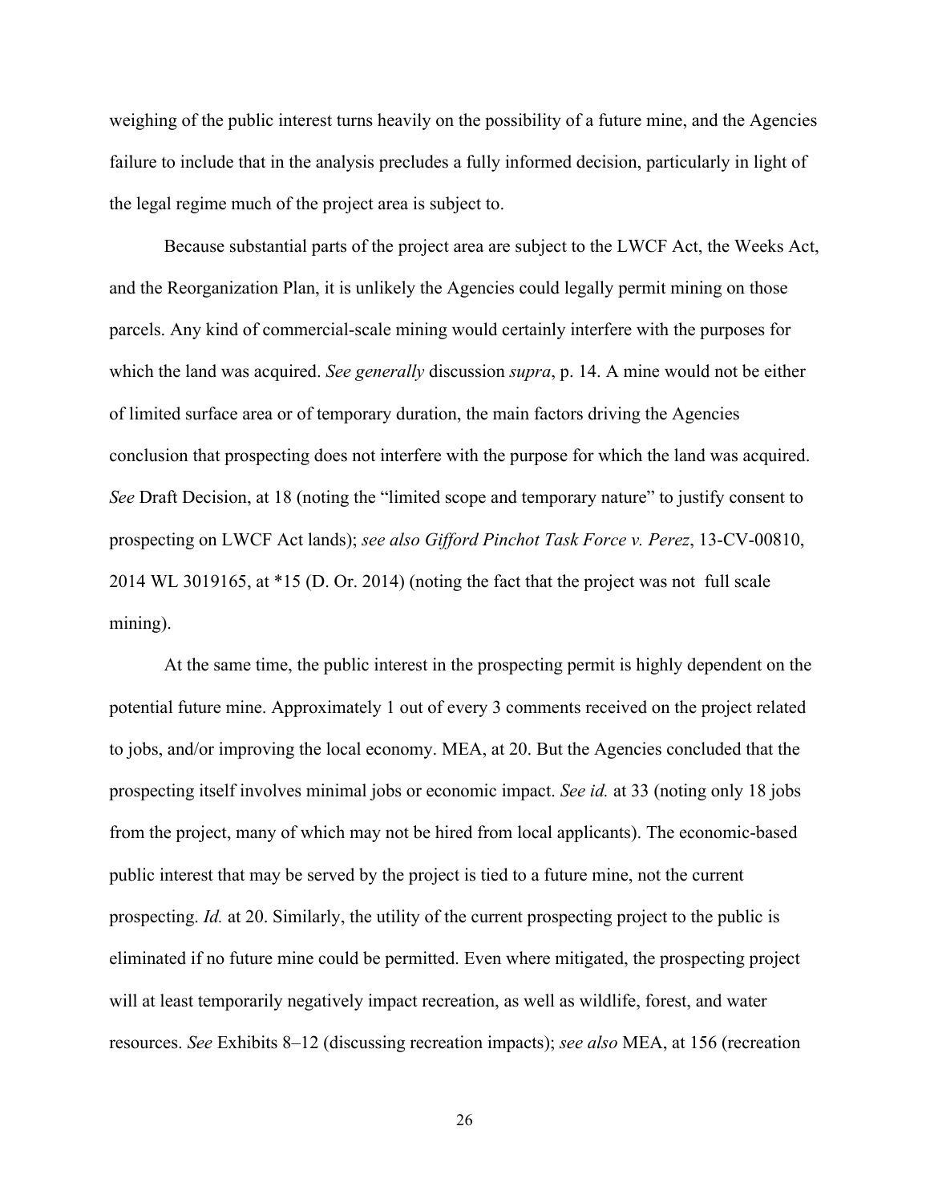weighing of the public interest turns heavily on the possibility of a future mine, and the Agencies failure to include that in the analysis precludes a fully informed decision, particularly in light of the legal regime much of the project area is subject to.

Because substantial parts of the project area are subject to the LWCF Act, the Weeks Act, and the Reorganization Plan, it is unlikely the Agencies could legally permit mining on those parcels. Any kind of commercial-scale mining would certainly interfere with the purposes for which the land was acquired. *See generally* discussion *supra*, p. 14. A mine would not be either of limited surface area or of temporary duration, the main factors driving the Agencies conclusion that prospecting does not interfere with the purpose for which the land was acquired. *See* Draft Decision, at 18 (noting the "limited scope and temporary nature" to justify consent to prospecting on LWCF Act lands); *see also Gifford Pinchot Task Force v. Perez*, 13-CV-00810, 2014 WL 3019165, at *15 (D. Or. 2014) (noting the fact that the project was not full scale mining).

At the same time, the public interest in the prospecting permit is highly dependent on the potential future mine. Approximately 1 out of every 3 comments received on the project related to jobs, and/or improving the local economy. MEA, at 20. But the Agencies concluded that the prospecting itself involves minimal jobs or economic impact. *See id.* at 33 (noting only 18 jobs from the project, many of which may not be hired from local applicants). The economic-based public interest that may be served by the project is tied to a future mine, not the current prospecting. *Id.* at 20. Similarly, the utility of the current prospecting project to the public is eliminated if no future mine could be permitted. Even where mitigated, the prospecting project will at least temporarily negatively impact recreation, as well as wildlife, forest, and water resources. *See* Exhibits 8–12 (discussing recreation impacts); *see also* MEA, at 156 (recreation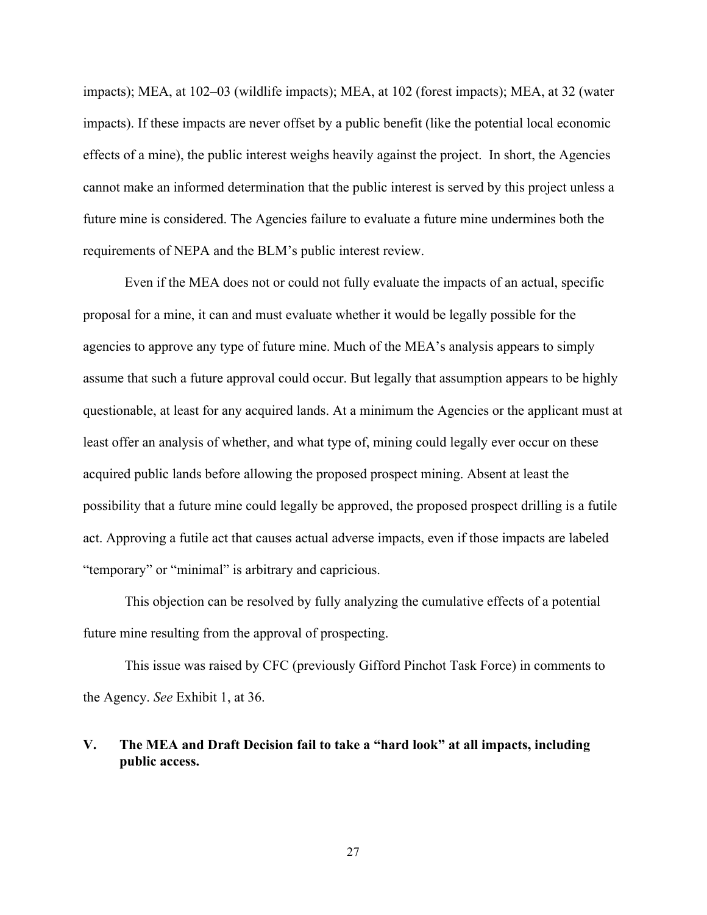impacts); MEA, at 102–03 (wildlife impacts); MEA, at 102 (forest impacts); MEA, at 32 (water impacts). If these impacts are never offset by a public benefit (like the potential local economic effects of a mine), the public interest weighs heavily against the project. In short, the Agencies cannot make an informed determination that the public interest is served by this project unless a future mine is considered. The Agencies failure to evaluate a future mine undermines both the requirements of NEPA and the BLM's public interest review.

Even if the MEA does not or could not fully evaluate the impacts of an actual, specific proposal for a mine, it can and must evaluate whether it would be legally possible for the agencies to approve any type of future mine. Much of the MEA's analysis appears to simply assume that such a future approval could occur. But legally that assumption appears to be highly questionable, at least for any acquired lands. At a minimum the Agencies or the applicant must at least offer an analysis of whether, and what type of, mining could legally ever occur on these acquired public lands before allowing the proposed prospect mining. Absent at least the possibility that a future mine could legally be approved, the proposed prospect drilling is a futile act. Approving a futile act that causes actual adverse impacts, even if those impacts are labeled "temporary" or "minimal" is arbitrary and capricious.

This objection can be resolved by fully analyzing the cumulative effects of a potential future mine resulting from the approval of prospecting.

This issue was raised by CFC (previously Gifford Pinchot Task Force) in comments to the Agency. *See* Exhibit 1, at 36.

## V. The MEA and Draft Decision fail to take a "hard look" at all impacts, including public access.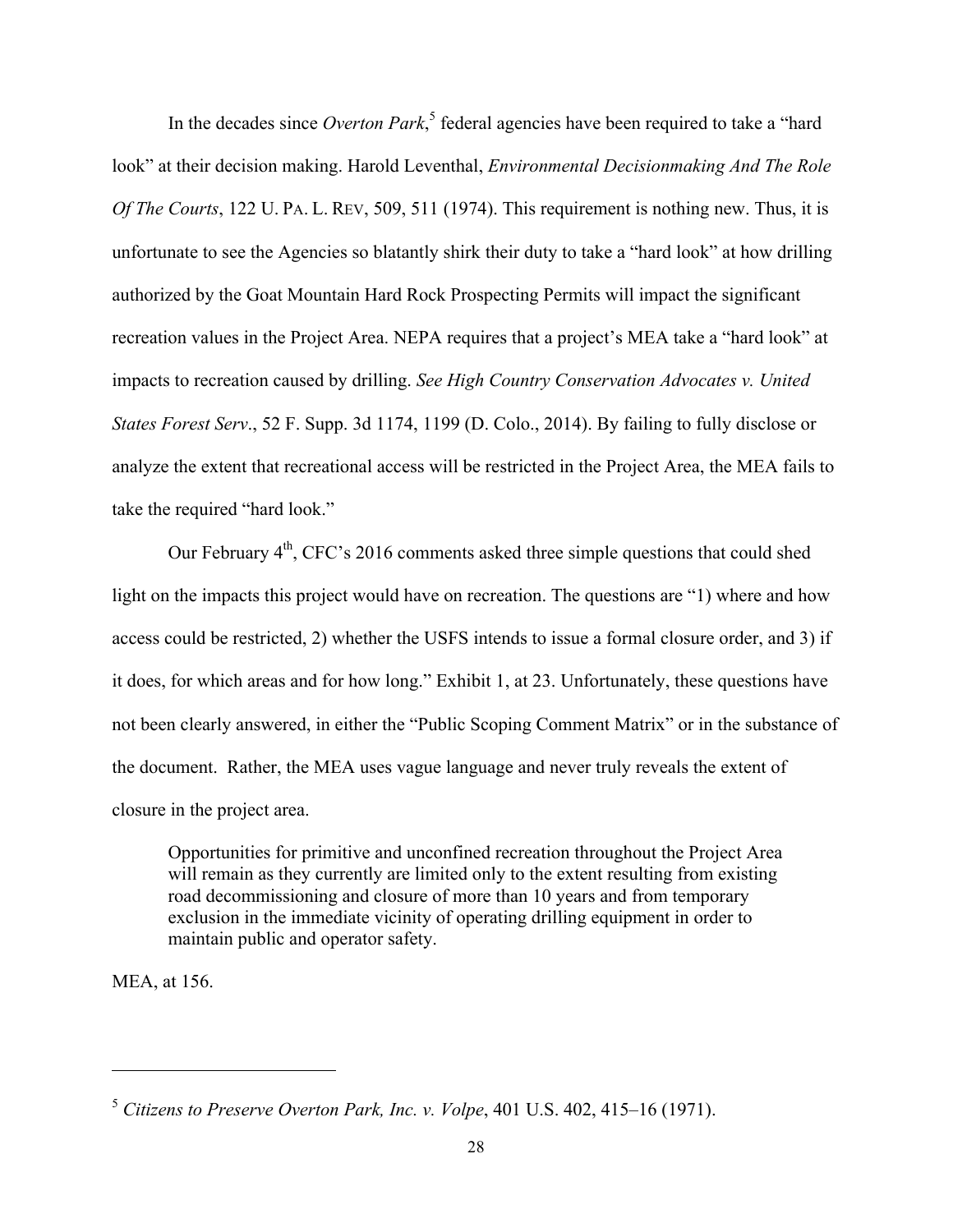In the decades since *Overton Park*,[5] federal agencies have been required to take a "hard look" at their decision making. Harold Leventhal, *Environmental Decisionmaking And The Role Of The Courts*, 122 U. PA. L. REV, 509, 511 (1974). This requirement is nothing new. Thus, it is unfortunate to see the Agencies so blatantly shirk their duty to take a "hard look" at how drilling authorized by the Goat Mountain Hard Rock Prospecting Permits will impact the significant recreation values in the Project Area. NEPA requires that a project's MEA take a "hard look" at impacts to recreation caused by drilling. *See High Country Conservation Advocates v. United States Forest Serv*., 52 F. Supp. 3d 1174, 1199 (D. Colo., 2014). By failing to fully disclose or analyze the extent that recreational access will be restricted in the Project Area, the MEA fails to take the required "hard look."

Our February 4th, CFC's 2016 comments asked three simple questions that could shed light on the impacts this project would have on recreation. The questions are "1) where and how access could be restricted, 2) whether the USFS intends to issue a formal closure order, and 3) if it does, for which areas and for how long." Exhibit 1, at 23. Unfortunately, these questions have not been clearly answered, in either the "Public Scoping Comment Matrix" or in the substance of the document. Rather, the MEA uses vague language and never truly reveals the extent of closure in the project area.

> Opportunities for primitive and unconfined recreation throughout the Project Area will remain as they currently are limited only to the extent resulting from existing road decommissioning and closure of more than 10 years and from temporary exclusion in the immediate vicinity of operating drilling equipment in order to maintain public and operator safety.

MEA, at 156.

---

[5] *Citizens to Preserve Overton Park, Inc. v. Volpe*, 401 U.S. 402, 415–16 (1971).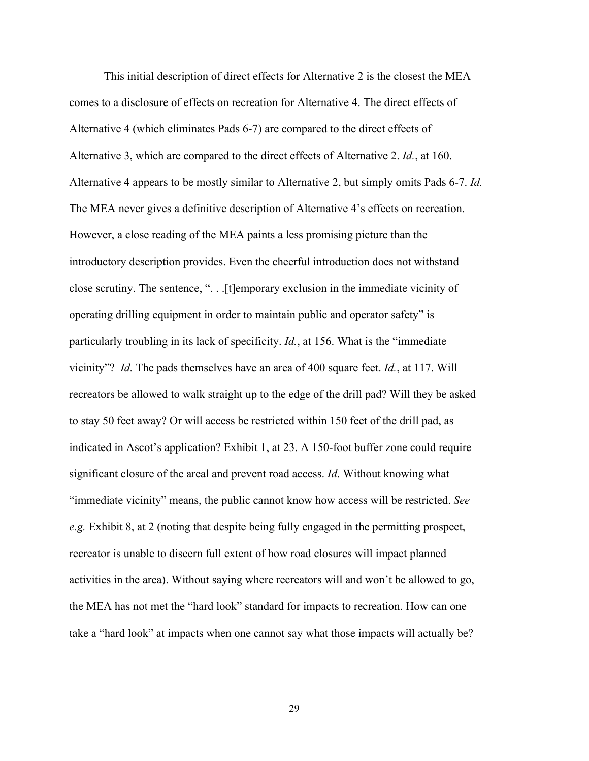This initial description of direct effects for Alternative 2 is the closest the MEA comes to a disclosure of effects on recreation for Alternative 4. The direct effects of Alternative 4 (which eliminates Pads 6-7) are compared to the direct effects of Alternative 3, which are compared to the direct effects of Alternative 2. *Id.*, at 160. Alternative 4 appears to be mostly similar to Alternative 2, but simply omits Pads 6-7. *Id.* The MEA never gives a definitive description of Alternative 4's effects on recreation. However, a close reading of the MEA paints a less promising picture than the introductory description provides. Even the cheerful introduction does not withstand close scrutiny. The sentence, ". . .[t]emporary exclusion in the immediate vicinity of operating drilling equipment in order to maintain public and operator safety" is particularly troubling in its lack of specificity. *Id.*, at 156. What is the "immediate vicinity"? *Id.* The pads themselves have an area of 400 square feet. *Id.*, at 117. Will recreators be allowed to walk straight up to the edge of the drill pad? Will they be asked to stay 50 feet away? Or will access be restricted within 150 feet of the drill pad, as indicated in Ascot's application? Exhibit 1, at 23. A 150-foot buffer zone could require significant closure of the areal and prevent road access. *Id*. Without knowing what "immediate vicinity" means, the public cannot know how access will be restricted. *See e.g.* Exhibit 8, at 2 (noting that despite being fully engaged in the permitting prospect, recreator is unable to discern full extent of how road closures will impact planned activities in the area). Without saying where recreators will and won't be allowed to go, the MEA has not met the "hard look" standard for impacts to recreation. How can one take a "hard look" at impacts when one cannot say what those impacts will actually be?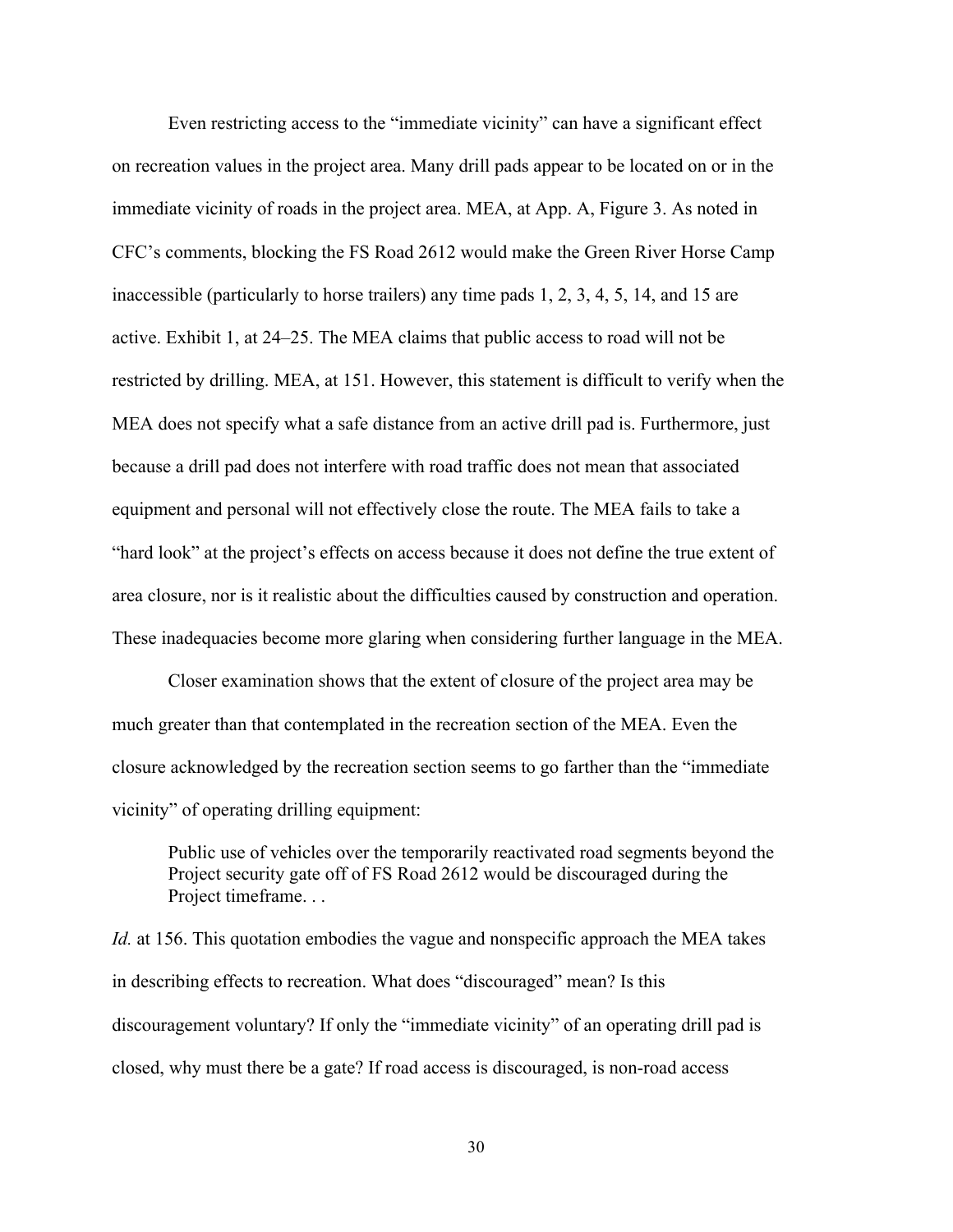Even restricting access to the "immediate vicinity" can have a significant effect on recreation values in the project area. Many drill pads appear to be located on or in the immediate vicinity of roads in the project area. MEA, at App. A, Figure 3. As noted in CFC's comments, blocking the FS Road 2612 would make the Green River Horse Camp inaccessible (particularly to horse trailers) any time pads 1, 2, 3, 4, 5, 14, and 15 are active. Exhibit 1, at 24–25. The MEA claims that public access to road will not be restricted by drilling. MEA, at 151. However, this statement is difficult to verify when the MEA does not specify what a safe distance from an active drill pad is. Furthermore, just because a drill pad does not interfere with road traffic does not mean that associated equipment and personal will not effectively close the route. The MEA fails to take a "hard look" at the project's effects on access because it does not define the true extent of area closure, nor is it realistic about the difficulties caused by construction and operation. These inadequacies become more glaring when considering further language in the MEA.

Closer examination shows that the extent of closure of the project area may be much greater than that contemplated in the recreation section of the MEA. Even the closure acknowledged by the recreation section seems to go farther than the "immediate vicinity" of operating drilling equipment:

> Public use of vehicles over the temporarily reactivated road segments beyond the Project security gate off of FS Road 2612 would be discouraged during the Project timeframe. . .

*Id.* at 156. This quotation embodies the vague and nonspecific approach the MEA takes in describing effects to recreation. What does "discouraged" mean? Is this discouragement voluntary? If only the "immediate vicinity" of an operating drill pad is closed, why must there be a gate? If road access is discouraged, is non-road access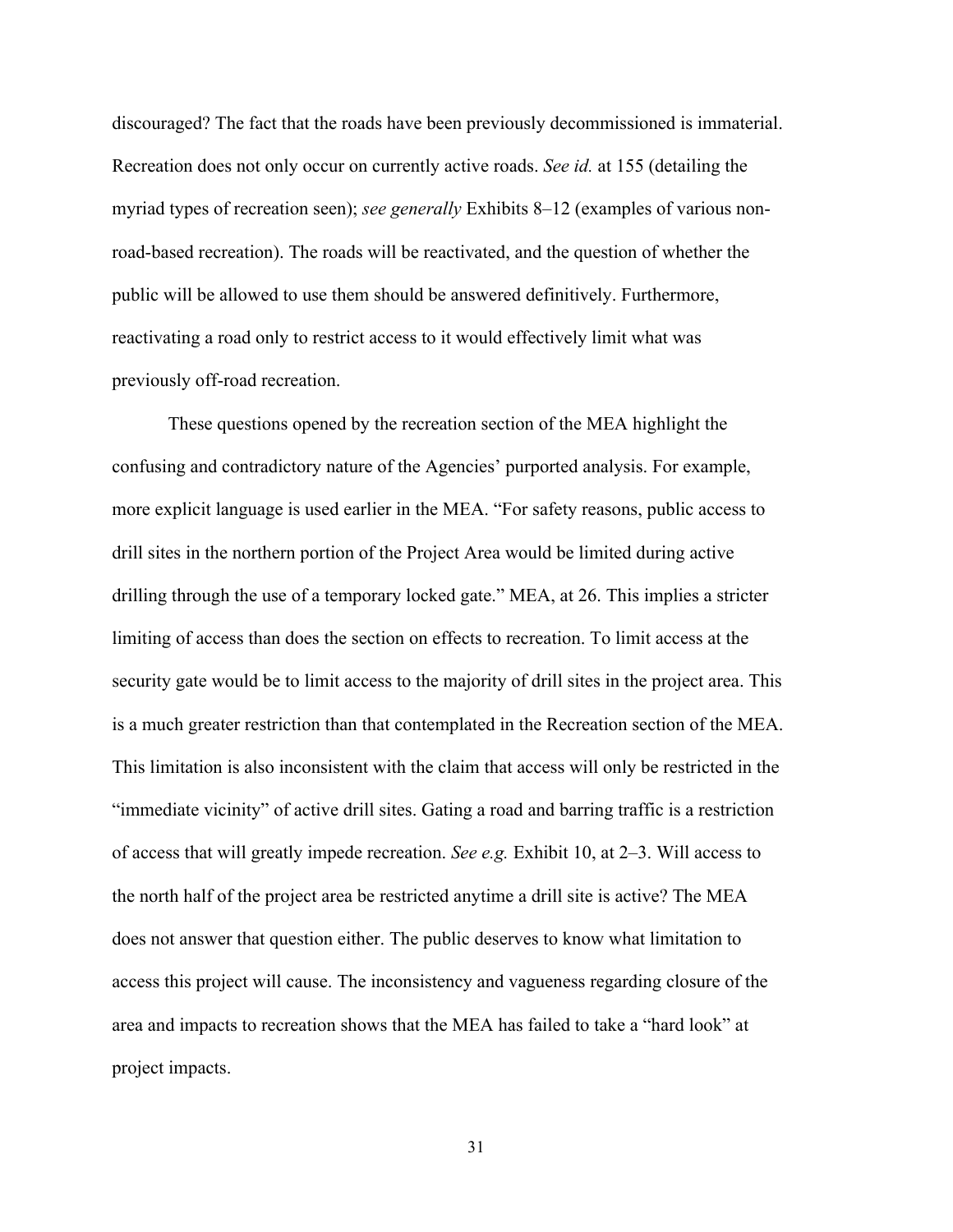discouraged? The fact that the roads have been previously decommissioned is immaterial. Recreation does not only occur on currently active roads. *See id.* at 155 (detailing the myriad types of recreation seen); *see generally* Exhibits 8–12 (examples of various non-road-based recreation). The roads will be reactivated, and the question of whether the public will be allowed to use them should be answered definitively. Furthermore, reactivating a road only to restrict access to it would effectively limit what was previously off-road recreation.

These questions opened by the recreation section of the MEA highlight the confusing and contradictory nature of the Agencies' purported analysis. For example, more explicit language is used earlier in the MEA. "For safety reasons, public access to drill sites in the northern portion of the Project Area would be limited during active drilling through the use of a temporary locked gate." MEA, at 26. This implies a stricter limiting of access than does the section on effects to recreation. To limit access at the security gate would be to limit access to the majority of drill sites in the project area. This is a much greater restriction than that contemplated in the Recreation section of the MEA. This limitation is also inconsistent with the claim that access will only be restricted in the "immediate vicinity" of active drill sites. Gating a road and barring traffic is a restriction of access that will greatly impede recreation. *See e.g.* Exhibit 10, at 2–3. Will access to the north half of the project area be restricted anytime a drill site is active? The MEA does not answer that question either. The public deserves to know what limitation to access this project will cause. The inconsistency and vagueness regarding closure of the area and impacts to recreation shows that the MEA has failed to take a "hard look" at project impacts.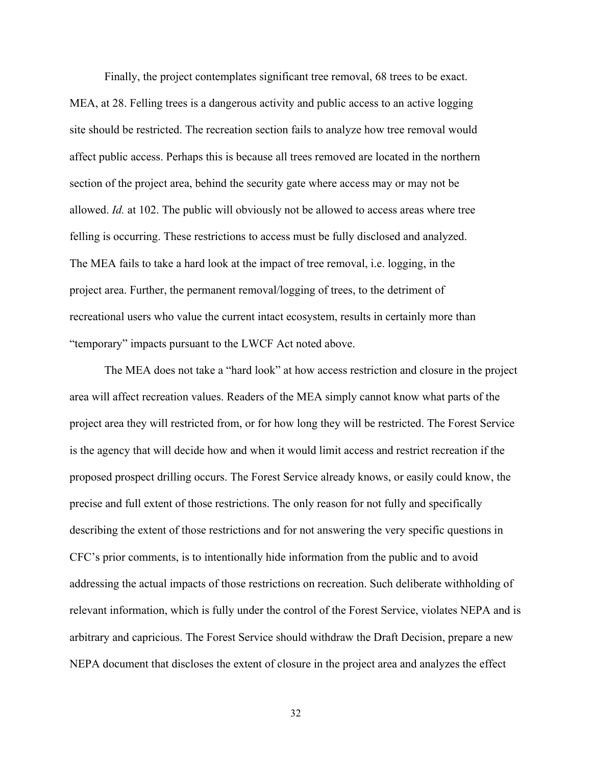Finally, the project contemplates significant tree removal, 68 trees to be exact. MEA, at 28. Felling trees is a dangerous activity and public access to an active logging site should be restricted. The recreation section fails to analyze how tree removal would affect public access. Perhaps this is because all trees removed are located in the northern section of the project area, behind the security gate where access may or may not be allowed. *Id.* at 102. The public will obviously not be allowed to access areas where tree felling is occurring. These restrictions to access must be fully disclosed and analyzed. The MEA fails to take a hard look at the impact of tree removal, i.e. logging, in the project area. Further, the permanent removal/logging of trees, to the detriment of recreational users who value the current intact ecosystem, results in certainly more than "temporary" impacts pursuant to the LWCF Act noted above.

The MEA does not take a "hard look" at how access restriction and closure in the project area will affect recreation values. Readers of the MEA simply cannot know what parts of the project area they will restricted from, or for how long they will be restricted. The Forest Service is the agency that will decide how and when it would limit access and restrict recreation if the proposed prospect drilling occurs. The Forest Service already knows, or easily could know, the precise and full extent of those restrictions. The only reason for not fully and specifically describing the extent of those restrictions and for not answering the very specific questions in CFC's prior comments, is to intentionally hide information from the public and to avoid addressing the actual impacts of those restrictions on recreation. Such deliberate withholding of relevant information, which is fully under the control of the Forest Service, violates NEPA and is arbitrary and capricious. The Forest Service should withdraw the Draft Decision, prepare a new NEPA document that discloses the extent of closure in the project area and analyzes the effect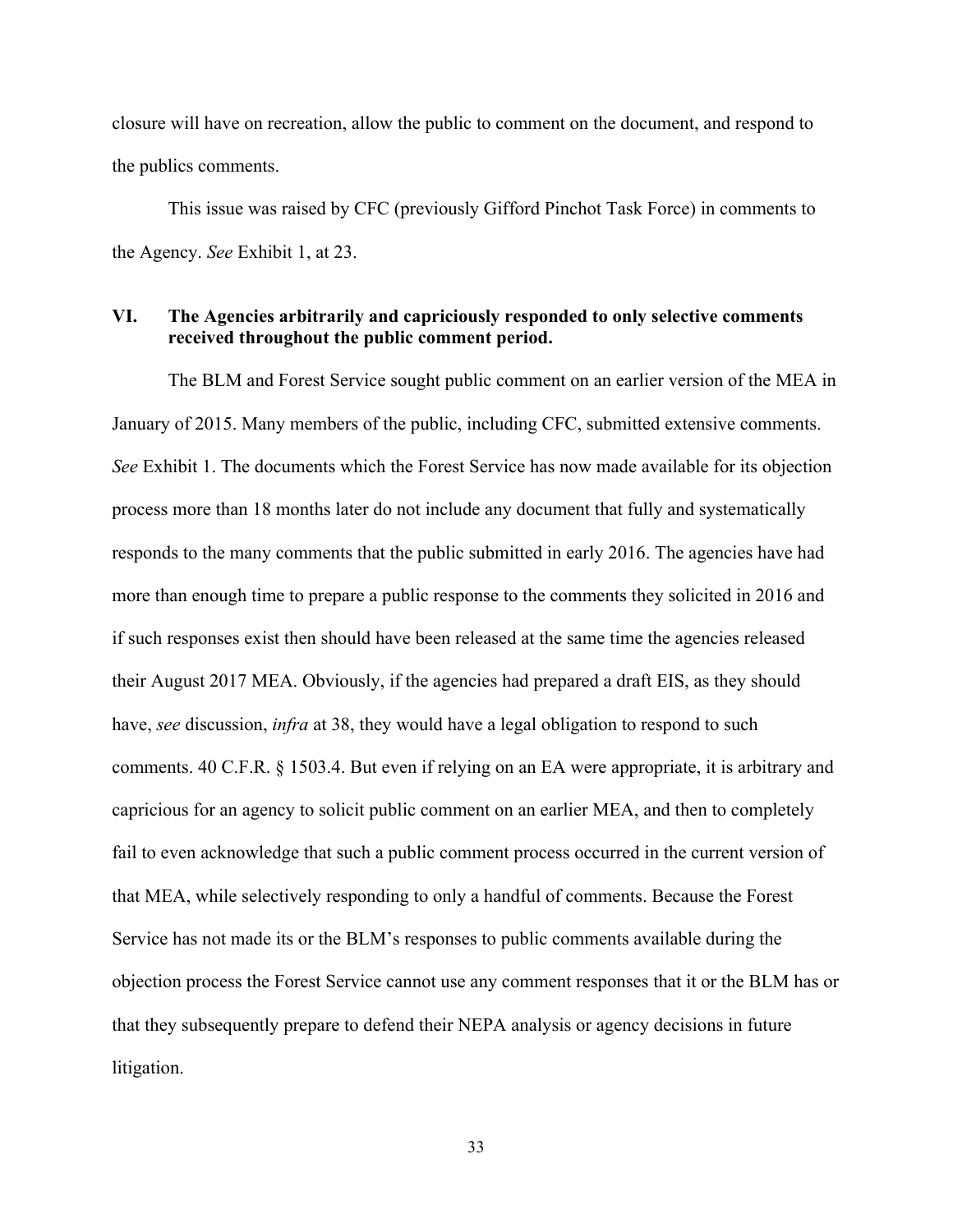closure will have on recreation, allow the public to comment on the document, and respond to the publics comments.

This issue was raised by CFC (previously Gifford Pinchot Task Force) in comments to the Agency. *See* Exhibit 1, at 23.

### VI. The Agencies arbitrarily and capriciously responded to only selective comments received throughout the public comment period.

The BLM and Forest Service sought public comment on an earlier version of the MEA in January of 2015. Many members of the public, including CFC, submitted extensive comments. *See* Exhibit 1. The documents which the Forest Service has now made available for its objection process more than 18 months later do not include any document that fully and systematically responds to the many comments that the public submitted in early 2016. The agencies have had more than enough time to prepare a public response to the comments they solicited in 2016 and if such responses exist then should have been released at the same time the agencies released their August 2017 MEA. Obviously, if the agencies had prepared a draft EIS, as they should have, *see* discussion, *infra* at 38, they would have a legal obligation to respond to such comments. 40 C.F.R. § 1503.4. But even if relying on an EA were appropriate, it is arbitrary and capricious for an agency to solicit public comment on an earlier MEA, and then to completely fail to even acknowledge that such a public comment process occurred in the current version of that MEA, while selectively responding to only a handful of comments. Because the Forest Service has not made its or the BLM's responses to public comments available during the objection process the Forest Service cannot use any comment responses that it or the BLM has or that they subsequently prepare to defend their NEPA analysis or agency decisions in future litigation.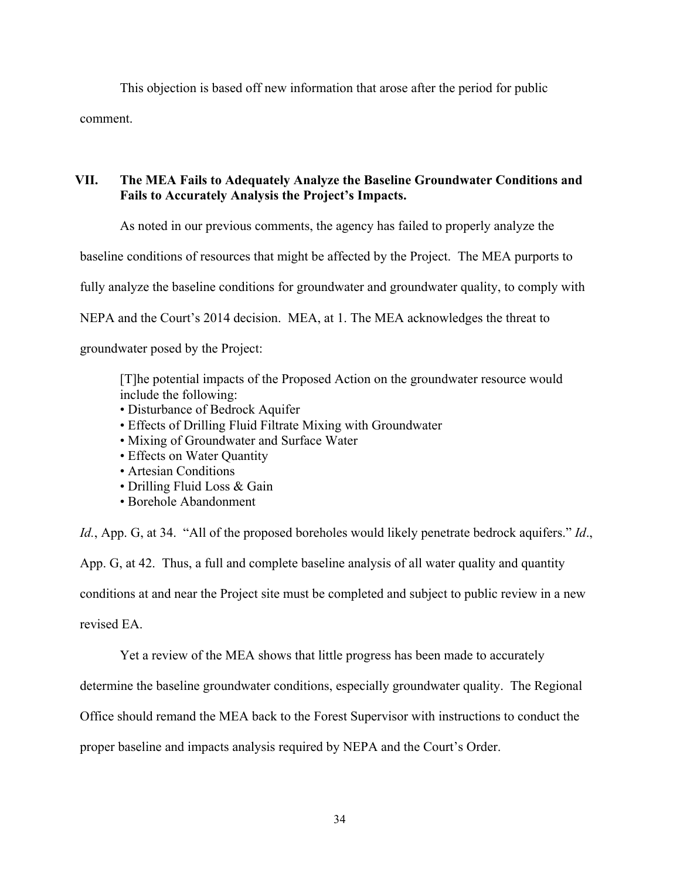This objection is based off new information that arose after the period for public comment.

## VII. The MEA Fails to Adequately Analyze the Baseline Groundwater Conditions and Fails to Accurately Analysis the Project's Impacts.

As noted in our previous comments, the agency has failed to properly analyze the baseline conditions of resources that might be affected by the Project. The MEA purports to fully analyze the baseline conditions for groundwater and groundwater quality, to comply with NEPA and the Court's 2014 decision. MEA, at 1. The MEA acknowledges the threat to groundwater posed by the Project:

> [T]he potential impacts of the Proposed Action on the groundwater resource would include the following:
> • Disturbance of Bedrock Aquifer
> • Effects of Drilling Fluid Filtrate Mixing with Groundwater
> • Mixing of Groundwater and Surface Water
> • Effects on Water Quantity
> • Artesian Conditions
> • Drilling Fluid Loss & Gain
> • Borehole Abandonment

*Id.*, App. G, at 34. "All of the proposed boreholes would likely penetrate bedrock aquifers." *Id*., App. G, at 42. Thus, a full and complete baseline analysis of all water quality and quantity conditions at and near the Project site must be completed and subject to public review in a new revised EA.

Yet a review of the MEA shows that little progress has been made to accurately determine the baseline groundwater conditions, especially groundwater quality. The Regional Office should remand the MEA back to the Forest Supervisor with instructions to conduct the proper baseline and impacts analysis required by NEPA and the Court's Order.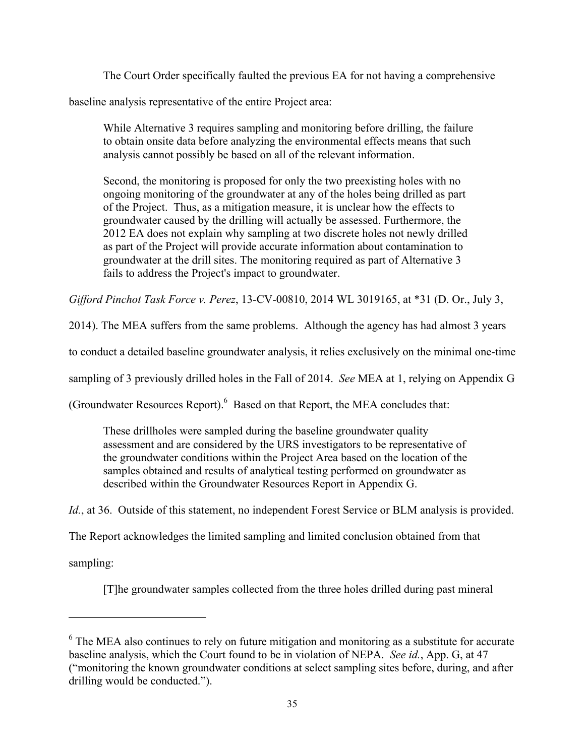The Court Order specifically faulted the previous EA for not having a comprehensive baseline analysis representative of the entire Project area:

> While Alternative 3 requires sampling and monitoring before drilling, the failure to obtain onsite data before analyzing the environmental effects means that such analysis cannot possibly be based on all of the relevant information.
>
> Second, the monitoring is proposed for only the two preexisting holes with no ongoing monitoring of the groundwater at any of the holes being drilled as part of the Project. Thus, as a mitigation measure, it is unclear how the effects to groundwater caused by the drilling will actually be assessed. Furthermore, the 2012 EA does not explain why sampling at two discrete holes not newly drilled as part of the Project will provide accurate information about contamination to groundwater at the drill sites. The monitoring required as part of Alternative 3 fails to address the Project's impact to groundwater.

*Gifford Pinchot Task Force v. Perez*, 13-CV-00810, 2014 WL 3019165, at *31 (D. Or., July 3, 2014). The MEA suffers from the same problems. Although the agency has had almost 3 years to conduct a detailed baseline groundwater analysis, it relies exclusively on the minimal one-time sampling of 3 previously drilled holes in the Fall of 2014. *See* MEA at 1, relying on Appendix G (Groundwater Resources Report).[6] Based on that Report, the MEA concludes that:

> These drillholes were sampled during the baseline groundwater quality assessment and are considered by the URS investigators to be representative of the groundwater conditions within the Project Area based on the location of the samples obtained and results of analytical testing performed on groundwater as described within the Groundwater Resources Report in Appendix G.

*Id.*, at 36. Outside of this statement, no independent Forest Service or BLM analysis is provided. The Report acknowledges the limited sampling and limited conclusion obtained from that sampling:

> [T]he groundwater samples collected from the three holes drilled during past mineral

---

[6] The MEA also continues to rely on future mitigation and monitoring as a substitute for accurate baseline analysis, which the Court found to be in violation of NEPA. *See id.*, App. G, at 47 ("monitoring the known groundwater conditions at select sampling sites before, during, and after drilling would be conducted.").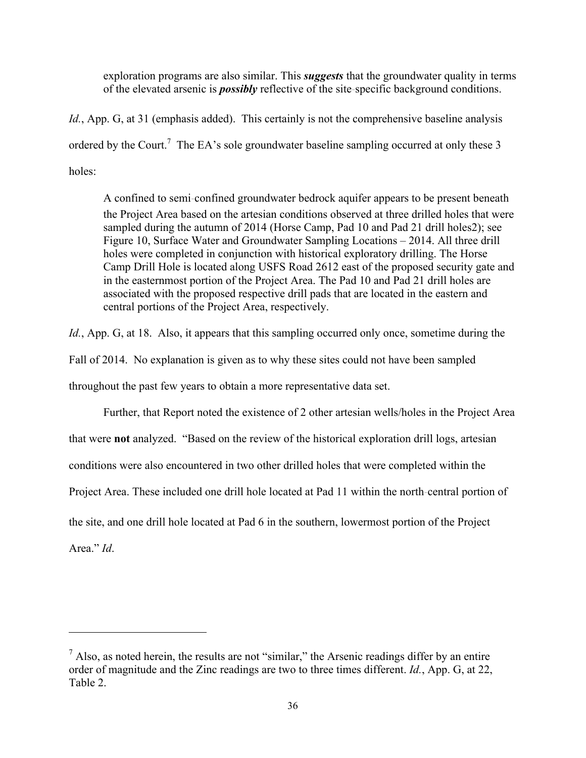> exploration programs are also similar. This ***suggests*** that the groundwater quality in terms of the elevated arsenic is ***possibly*** reflective of the site-specific background conditions.

*Id.*, App. G, at 31 (emphasis added). This certainly is not the comprehensive baseline analysis ordered by the Court.[7] The EA's sole groundwater baseline sampling occurred at only these 3 holes:

> A confined to semi-confined groundwater bedrock aquifer appears to be present beneath the Project Area based on the artesian conditions observed at three drilled holes that were sampled during the autumn of 2014 (Horse Camp, Pad 10 and Pad 21 drill holes2); see Figure 10, Surface Water and Groundwater Sampling Locations – 2014. All three drill holes were completed in conjunction with historical exploratory drilling. The Horse Camp Drill Hole is located along USFS Road 2612 east of the proposed security gate and in the easternmost portion of the Project Area. The Pad 10 and Pad 21 drill holes are associated with the proposed respective drill pads that are located in the eastern and central portions of the Project Area, respectively.

*Id.*, App. G, at 18. Also, it appears that this sampling occurred only once, sometime during the Fall of 2014. No explanation is given as to why these sites could not have been sampled throughout the past few years to obtain a more representative data set.

Further, that Report noted the existence of 2 other artesian wells/holes in the Project Area that were **not** analyzed. "Based on the review of the historical exploration drill logs, artesian conditions were also encountered in two other drilled holes that were completed within the Project Area. These included one drill hole located at Pad 11 within the north-central portion of the site, and one drill hole located at Pad 6 in the southern, lowermost portion of the Project Area." *Id*.

---

[7] Also, as noted herein, the results are not "similar," the Arsenic readings differ by an entire order of magnitude and the Zinc readings are two to three times different. *Id.*, App. G, at 22, Table 2.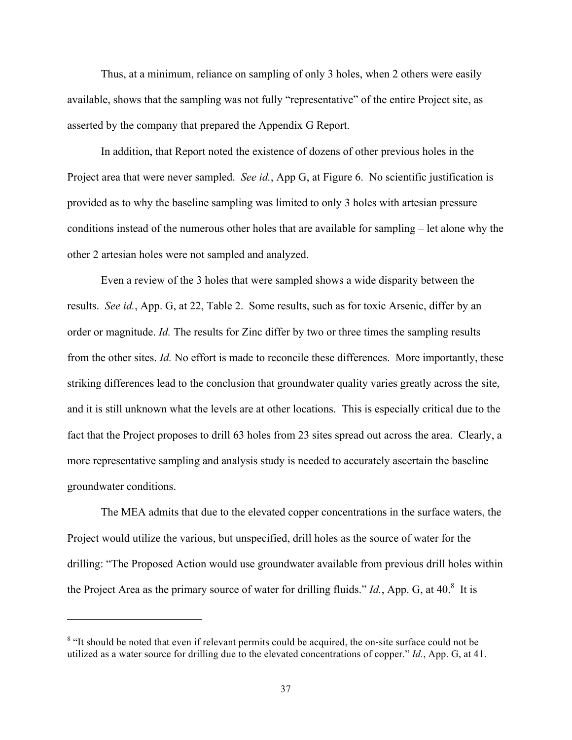Thus, at a minimum, reliance on sampling of only 3 holes, when 2 others were easily available, shows that the sampling was not fully "representative" of the entire Project site, as asserted by the company that prepared the Appendix G Report.

In addition, that Report noted the existence of dozens of other previous holes in the Project area that were never sampled. *See id.*, App G, at Figure 6. No scientific justification is provided as to why the baseline sampling was limited to only 3 holes with artesian pressure conditions instead of the numerous other holes that are available for sampling – let alone why the other 2 artesian holes were not sampled and analyzed.

Even a review of the 3 holes that were sampled shows a wide disparity between the results. *See id.*, App. G, at 22, Table 2. Some results, such as for toxic Arsenic, differ by an order or magnitude. *Id.* The results for Zinc differ by two or three times the sampling results from the other sites. *Id.* No effort is made to reconcile these differences. More importantly, these striking differences lead to the conclusion that groundwater quality varies greatly across the site, and it is still unknown what the levels are at other locations. This is especially critical due to the fact that the Project proposes to drill 63 holes from 23 sites spread out across the area. Clearly, a more representative sampling and analysis study is needed to accurately ascertain the baseline groundwater conditions.

The MEA admits that due to the elevated copper concentrations in the surface waters, the Project would utilize the various, but unspecified, drill holes as the source of water for the drilling: "The Proposed Action would use groundwater available from previous drill holes within the Project Area as the primary source of water for drilling fluids." *Id.*, App. G, at 40.[8] It is

[8] "It should be noted that even if relevant permits could be acquired, the on-site surface could not be utilized as a water source for drilling due to the elevated concentrations of copper." *Id.*, App. G, at 41.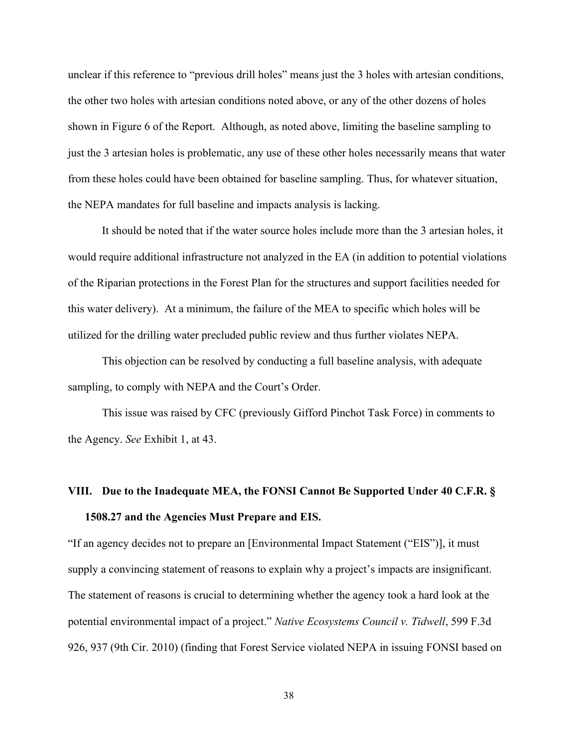unclear if this reference to "previous drill holes" means just the 3 holes with artesian conditions, the other two holes with artesian conditions noted above, or any of the other dozens of holes shown in Figure 6 of the Report. Although, as noted above, limiting the baseline sampling to just the 3 artesian holes is problematic, any use of these other holes necessarily means that water from these holes could have been obtained for baseline sampling. Thus, for whatever situation, the NEPA mandates for full baseline and impacts analysis is lacking.

It should be noted that if the water source holes include more than the 3 artesian holes, it would require additional infrastructure not analyzed in the EA (in addition to potential violations of the Riparian protections in the Forest Plan for the structures and support facilities needed for this water delivery). At a minimum, the failure of the MEA to specific which holes will be utilized for the drilling water precluded public review and thus further violates NEPA.

This objection can be resolved by conducting a full baseline analysis, with adequate sampling, to comply with NEPA and the Court's Order.

This issue was raised by CFC (previously Gifford Pinchot Task Force) in comments to the Agency. *See* Exhibit 1, at 43.

## VIII. Due to the Inadequate MEA, the FONSI Cannot Be Supported Under 40 C.F.R. § 1508.27 and the Agencies Must Prepare and EIS.

"If an agency decides not to prepare an [Environmental Impact Statement ("EIS")], it must supply a convincing statement of reasons to explain why a project's impacts are insignificant. The statement of reasons is crucial to determining whether the agency took a hard look at the potential environmental impact of a project." *Native Ecosystems Council v. Tidwell*, 599 F.3d 926, 937 (9th Cir. 2010) (finding that Forest Service violated NEPA in issuing FONSI based on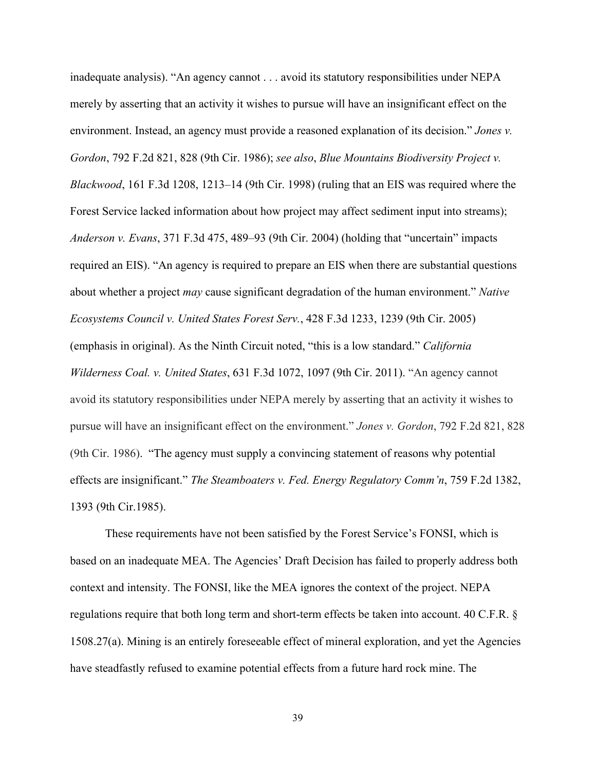inadequate analysis). "An agency cannot . . . avoid its statutory responsibilities under NEPA merely by asserting that an activity it wishes to pursue will have an insignificant effect on the environment. Instead, an agency must provide a reasoned explanation of its decision." *Jones v. Gordon*, 792 F.2d 821, 828 (9th Cir. 1986); *see also*, *Blue Mountains Biodiversity Project v. Blackwood*, 161 F.3d 1208, 1213–14 (9th Cir. 1998) (ruling that an EIS was required where the Forest Service lacked information about how project may affect sediment input into streams); *Anderson v. Evans*, 371 F.3d 475, 489–93 (9th Cir. 2004) (holding that "uncertain" impacts required an EIS). "An agency is required to prepare an EIS when there are substantial questions about whether a project *may* cause significant degradation of the human environment." *Native Ecosystems Council v. United States Forest Serv.*, 428 F.3d 1233, 1239 (9th Cir. 2005) (emphasis in original). As the Ninth Circuit noted, "this is a low standard." *California Wilderness Coal. v. United States*, 631 F.3d 1072, 1097 (9th Cir. 2011). "An agency cannot avoid its statutory responsibilities under NEPA merely by asserting that an activity it wishes to pursue will have an insignificant effect on the environment." *Jones v. Gordon*, 792 F.2d 821, 828 (9th Cir. 1986). "The agency must supply a convincing statement of reasons why potential effects are insignificant." *The Steamboaters v. Fed. Energy Regulatory Comm'n*, 759 F.2d 1382, 1393 (9th Cir.1985).

These requirements have not been satisfied by the Forest Service's FONSI, which is based on an inadequate MEA. The Agencies' Draft Decision has failed to properly address both context and intensity. The FONSI, like the MEA ignores the context of the project. NEPA regulations require that both long term and short-term effects be taken into account. 40 C.F.R. § 1508.27(a). Mining is an entirely foreseeable effect of mineral exploration, and yet the Agencies have steadfastly refused to examine potential effects from a future hard rock mine. The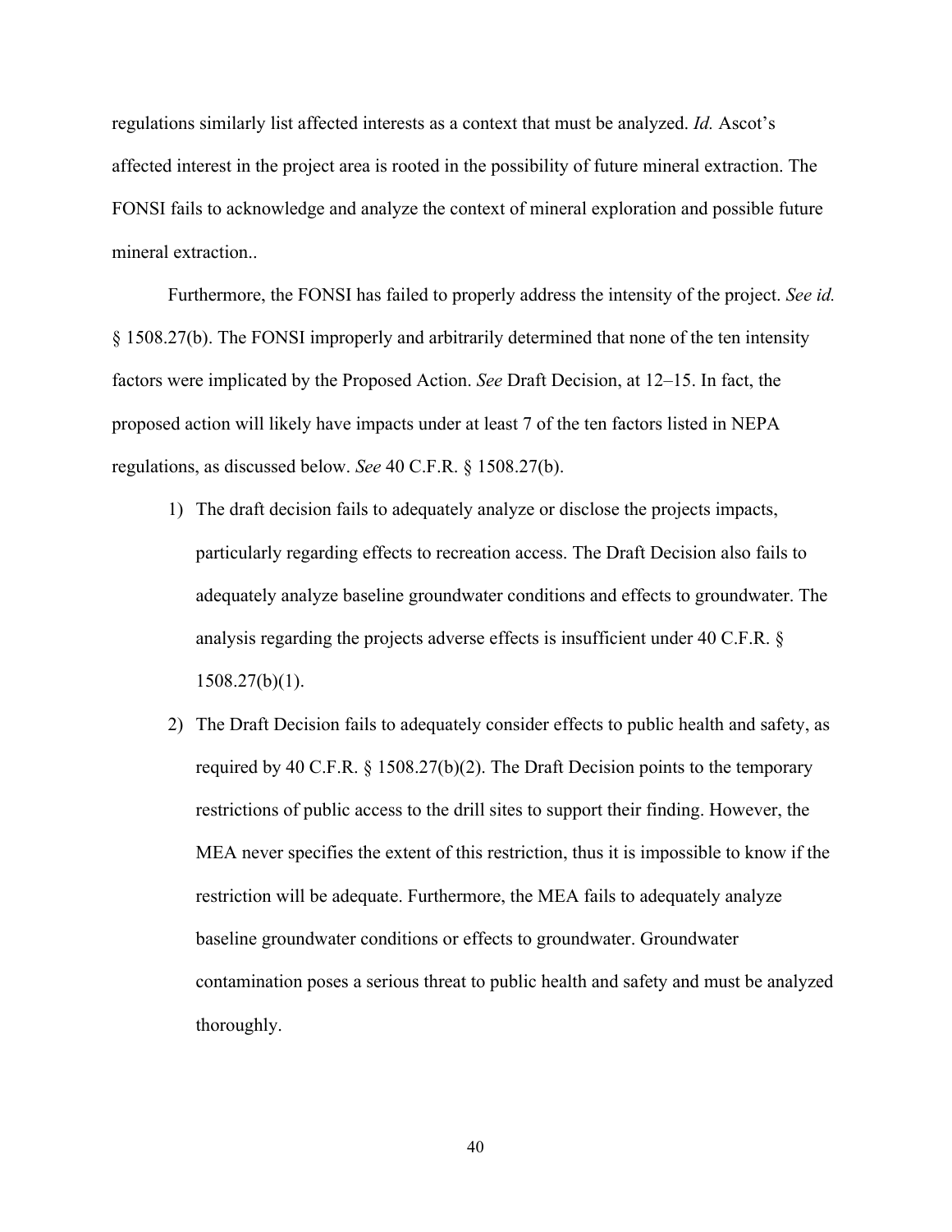regulations similarly list affected interests as a context that must be analyzed. *Id.* Ascot's affected interest in the project area is rooted in the possibility of future mineral extraction. The FONSI fails to acknowledge and analyze the context of mineral exploration and possible future mineral extraction..

Furthermore, the FONSI has failed to properly address the intensity of the project. *See id.* § 1508.27(b). The FONSI improperly and arbitrarily determined that none of the ten intensity factors were implicated by the Proposed Action. *See* Draft Decision, at 12–15. In fact, the proposed action will likely have impacts under at least 7 of the ten factors listed in NEPA regulations, as discussed below. *See* 40 C.F.R. § 1508.27(b).

1) The draft decision fails to adequately analyze or disclose the projects impacts, particularly regarding effects to recreation access. The Draft Decision also fails to adequately analyze baseline groundwater conditions and effects to groundwater. The analysis regarding the projects adverse effects is insufficient under 40 C.F.R. § 1508.27(b)(1).
2) The Draft Decision fails to adequately consider effects to public health and safety, as required by 40 C.F.R. § 1508.27(b)(2). The Draft Decision points to the temporary restrictions of public access to the drill sites to support their finding. However, the MEA never specifies the extent of this restriction, thus it is impossible to know if the restriction will be adequate. Furthermore, the MEA fails to adequately analyze baseline groundwater conditions or effects to groundwater. Groundwater contamination poses a serious threat to public health and safety and must be analyzed thoroughly.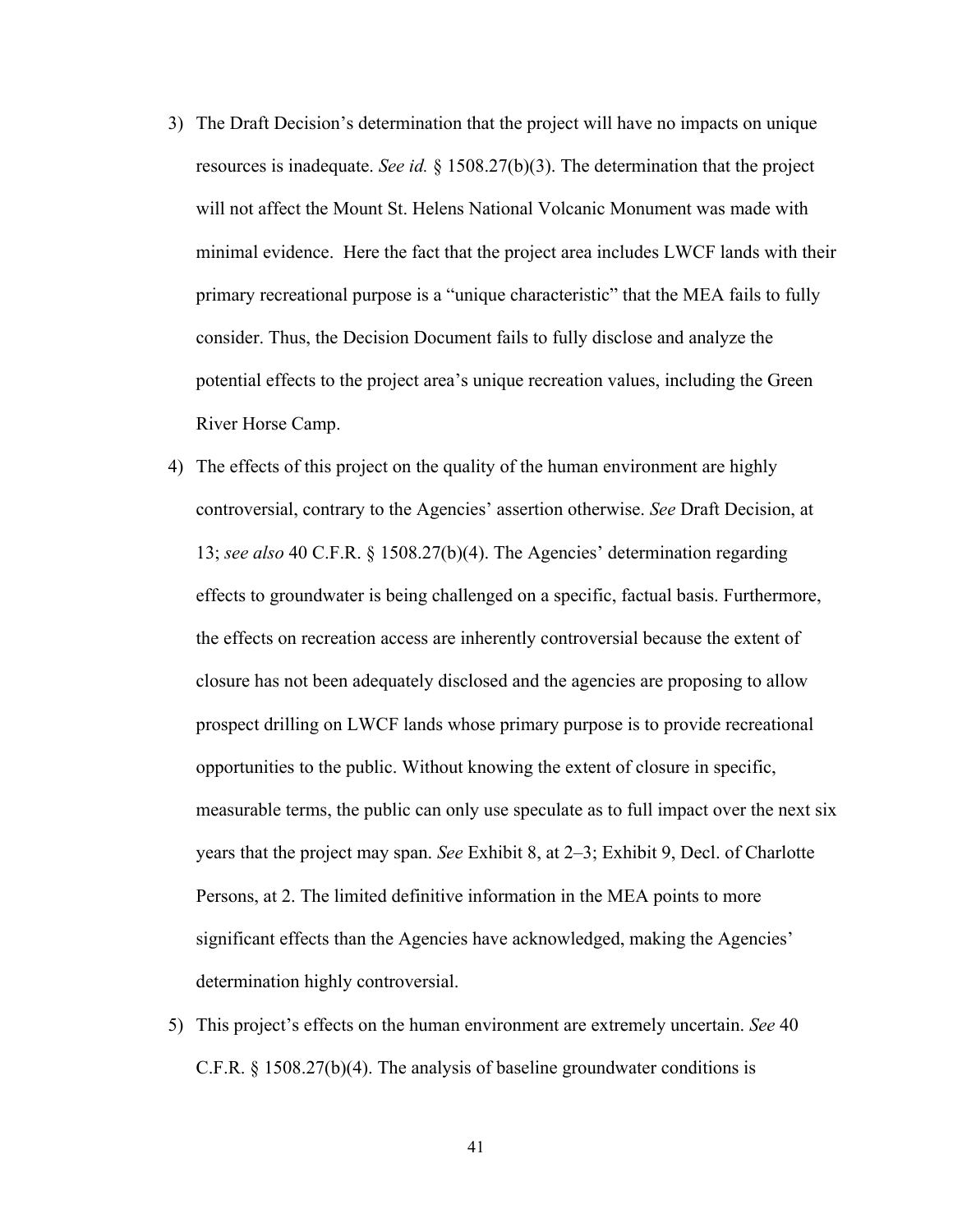3) The Draft Decision's determination that the project will have no impacts on unique resources is inadequate. *See id.* § 1508.27(b)(3). The determination that the project will not affect the Mount St. Helens National Volcanic Monument was made with minimal evidence.  Here the fact that the project area includes LWCF lands with their primary recreational purpose is a "unique characteristic" that the MEA fails to fully consider. Thus, the Decision Document fails to fully disclose and analyze the potential effects to the project area's unique recreation values, including the Green River Horse Camp.

4) The effects of this project on the quality of the human environment are highly controversial, contrary to the Agencies' assertion otherwise. *See* Draft Decision, at 13; *see also* 40 C.F.R. § 1508.27(b)(4). The Agencies' determination regarding effects to groundwater is being challenged on a specific, factual basis. Furthermore, the effects on recreation access are inherently controversial because the extent of closure has not been adequately disclosed and the agencies are proposing to allow prospect drilling on LWCF lands whose primary purpose is to provide recreational opportunities to the public. Without knowing the extent of closure in specific, measurable terms, the public can only use speculate as to full impact over the next six years that the project may span. *See* Exhibit 8, at 2–3; Exhibit 9, Decl. of Charlotte Persons, at 2. The limited definitive information in the MEA points to more significant effects than the Agencies have acknowledged, making the Agencies' determination highly controversial.

5) This project's effects on the human environment are extremely uncertain. *See* 40 C.F.R. § 1508.27(b)(4). The analysis of baseline groundwater conditions is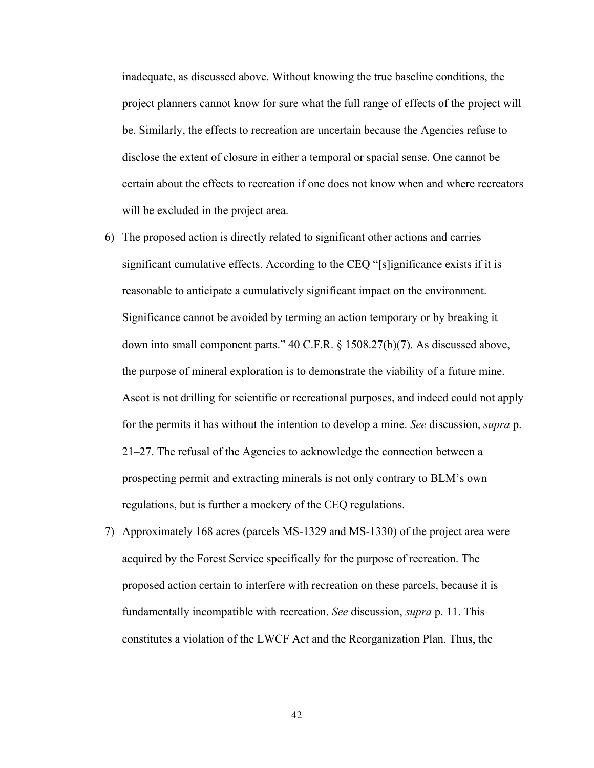inadequate, as discussed above. Without knowing the true baseline conditions, the project planners cannot know for sure what the full range of effects of the project will be. Similarly, the effects to recreation are uncertain because the Agencies refuse to disclose the extent of closure in either a temporal or spacial sense. One cannot be certain about the effects to recreation if one does not know when and where recreators will be excluded in the project area.

6) The proposed action is directly related to significant other actions and carries significant cumulative effects. According to the CEQ "[s]ignificance exists if it is reasonable to anticipate a cumulatively significant impact on the environment. Significance cannot be avoided by terming an action temporary or by breaking it down into small component parts." 40 C.F.R. § 1508.27(b)(7). As discussed above, the purpose of mineral exploration is to demonstrate the viability of a future mine. Ascot is not drilling for scientific or recreational purposes, and indeed could not apply for the permits it has without the intention to develop a mine. *See* discussion, *supra* p. 21–27. The refusal of the Agencies to acknowledge the connection between a prospecting permit and extracting minerals is not only contrary to BLM's own regulations, but is further a mockery of the CEQ regulations.

7) Approximately 168 acres (parcels MS-1329 and MS-1330) of the project area were acquired by the Forest Service specifically for the purpose of recreation. The proposed action certain to interfere with recreation on these parcels, because it is fundamentally incompatible with recreation. *See* discussion, *supra* p. 11. This constitutes a violation of the LWCF Act and the Reorganization Plan. Thus, the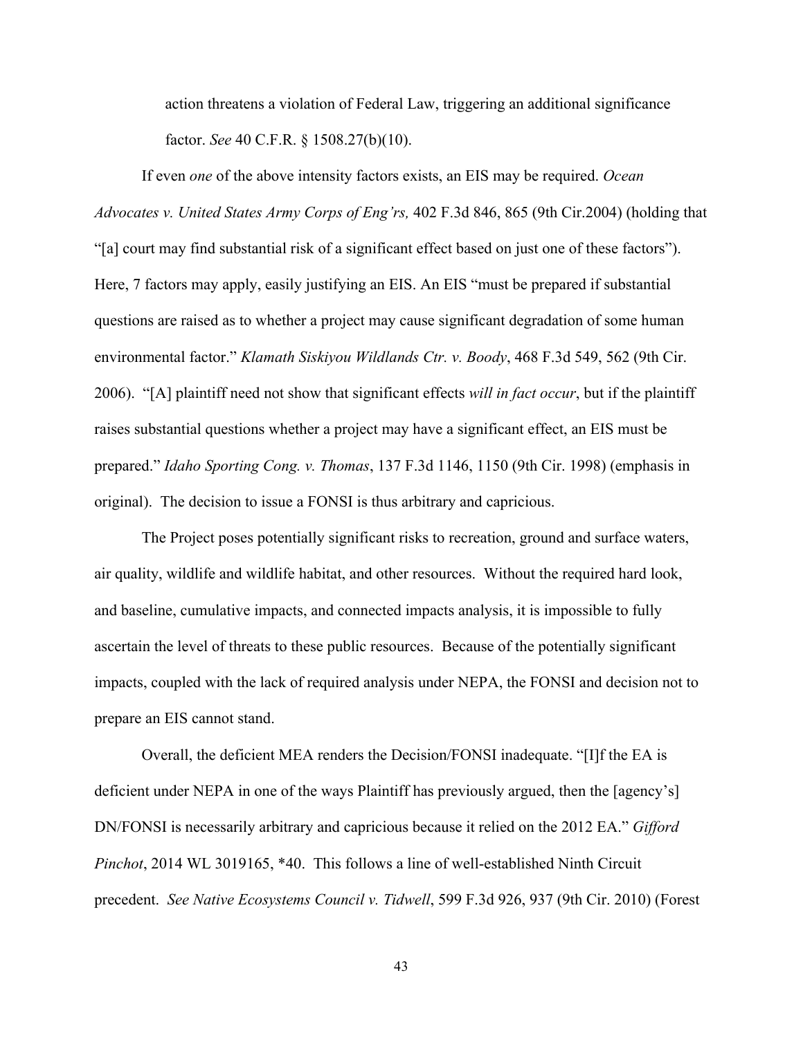action threatens a violation of Federal Law, triggering an additional significance factor. *See* 40 C.F.R. § 1508.27(b)(10).

If even *one* of the above intensity factors exists, an EIS may be required. *Ocean Advocates v. United States Army Corps of Eng'rs,* 402 F.3d 846, 865 (9th Cir.2004) (holding that "[a] court may find substantial risk of a significant effect based on just one of these factors"). Here, 7 factors may apply, easily justifying an EIS. An EIS "must be prepared if substantial questions are raised as to whether a project may cause significant degradation of some human environmental factor." *Klamath Siskiyou Wildlands Ctr. v. Boody*, 468 F.3d 549, 562 (9th Cir. 2006). "[A] plaintiff need not show that significant effects *will in fact occur*, but if the plaintiff raises substantial questions whether a project may have a significant effect, an EIS must be prepared." *Idaho Sporting Cong. v. Thomas*, 137 F.3d 1146, 1150 (9th Cir. 1998) (emphasis in original). The decision to issue a FONSI is thus arbitrary and capricious.

The Project poses potentially significant risks to recreation, ground and surface waters, air quality, wildlife and wildlife habitat, and other resources. Without the required hard look, and baseline, cumulative impacts, and connected impacts analysis, it is impossible to fully ascertain the level of threats to these public resources. Because of the potentially significant impacts, coupled with the lack of required analysis under NEPA, the FONSI and decision not to prepare an EIS cannot stand.

Overall, the deficient MEA renders the Decision/FONSI inadequate. "[I]f the EA is deficient under NEPA in one of the ways Plaintiff has previously argued, then the [agency's] DN/FONSI is necessarily arbitrary and capricious because it relied on the 2012 EA." *Gifford Pinchot*, 2014 WL 3019165, *40. This follows a line of well-established Ninth Circuit precedent. *See Native Ecosystems Council v. Tidwell*, 599 F.3d 926, 937 (9th Cir. 2010) (Forest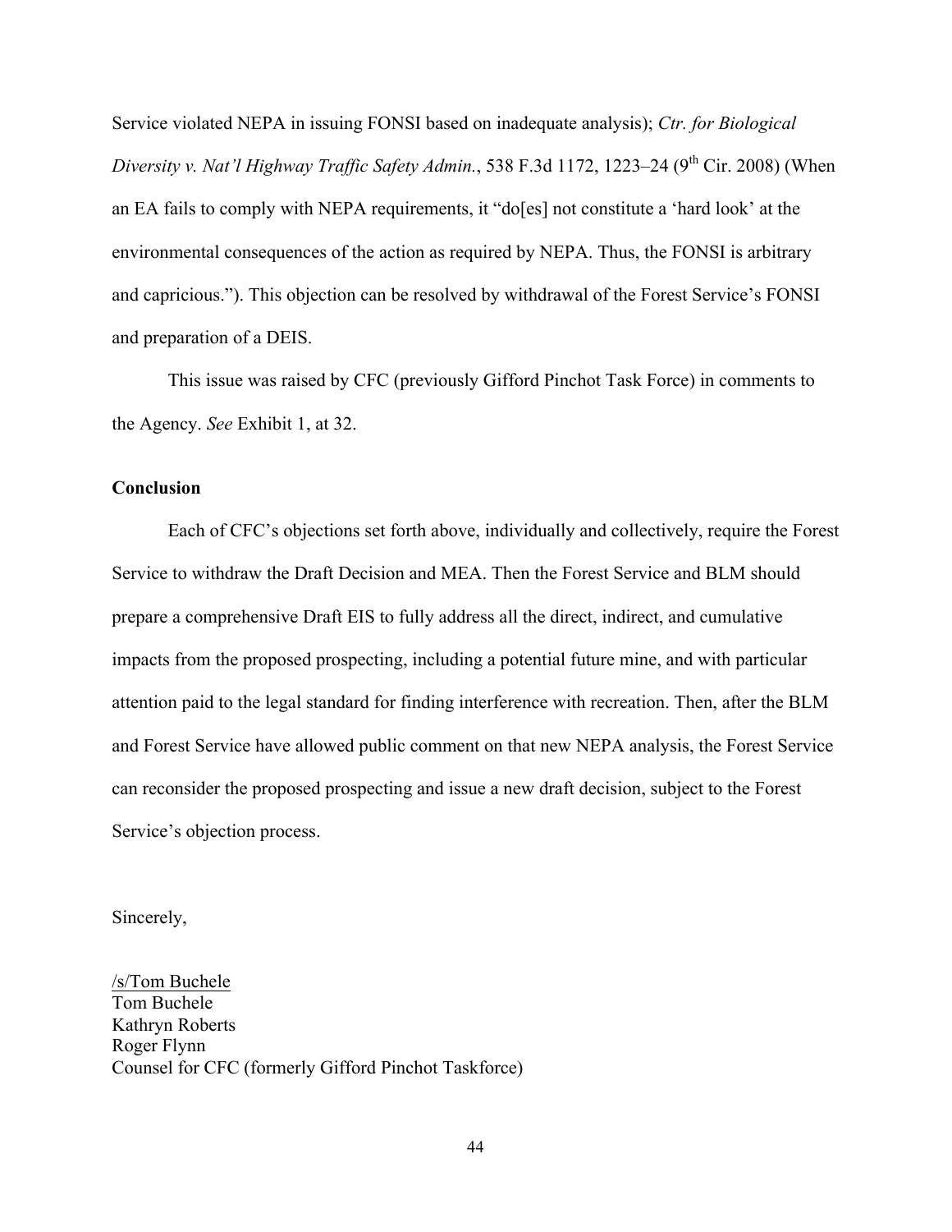Service violated NEPA in issuing FONSI based on inadequate analysis); *Ctr. for Biological Diversity v. Nat'l Highway Traffic Safety Admin.*, 538 F.3d 1172, 1223–24 (9th Cir. 2008) (When an EA fails to comply with NEPA requirements, it "do[es] not constitute a 'hard look' at the environmental consequences of the action as required by NEPA. Thus, the FONSI is arbitrary and capricious."). This objection can be resolved by withdrawal of the Forest Service's FONSI and preparation of a DEIS.

This issue was raised by CFC (previously Gifford Pinchot Task Force) in comments to the Agency. *See* Exhibit 1, at 32.

**Conclusion**

Each of CFC's objections set forth above, individually and collectively, require the Forest Service to withdraw the Draft Decision and MEA. Then the Forest Service and BLM should prepare a comprehensive Draft EIS to fully address all the direct, indirect, and cumulative impacts from the proposed prospecting, including a potential future mine, and with particular attention paid to the legal standard for finding interference with recreation. Then, after the BLM and Forest Service have allowed public comment on that new NEPA analysis, the Forest Service can reconsider the proposed prospecting and issue a new draft decision, subject to the Forest Service's objection process.

Sincerely,

/s/Tom Buchele
Tom Buchele
Kathryn Roberts
Roger Flynn
Counsel for CFC (formerly Gifford Pinchot Taskforce)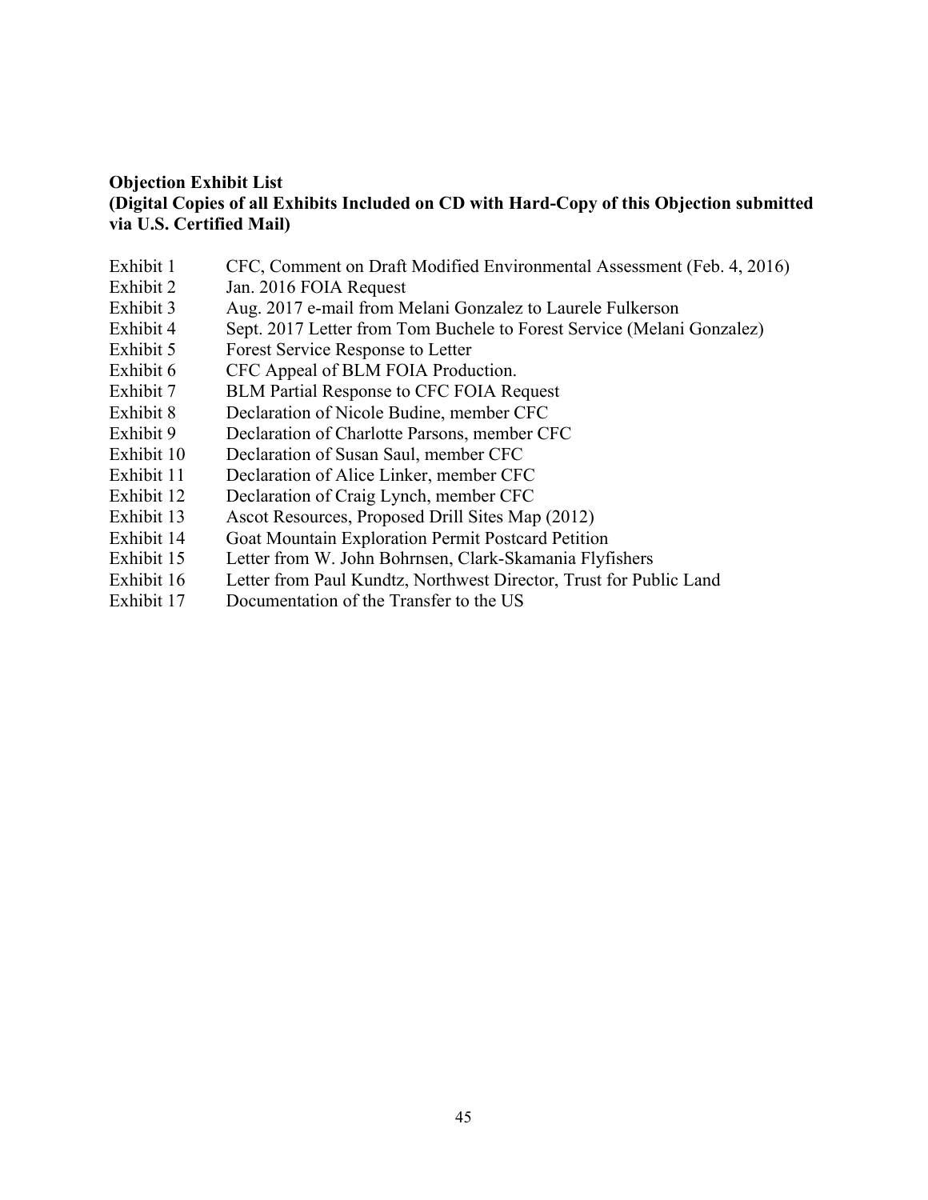**Objection Exhibit List**
**(Digital Copies of all Exhibits Included on CD with Hard-Copy of this Objection submitted via U.S. Certified Mail)**

| | |
|---|---|
| Exhibit 1 | CFC, Comment on Draft Modified Environmental Assessment (Feb. 4, 2016) |
| Exhibit 2 | Jan. 2016 FOIA Request |
| Exhibit 3 | Aug. 2017 e-mail from Melani Gonzalez to Laurele Fulkerson |
| Exhibit 4 | Sept. 2017 Letter from Tom Buchele to Forest Service (Melani Gonzalez) |
| Exhibit 5 | Forest Service Response to Letter |
| Exhibit 6 | CFC Appeal of BLM FOIA Production. |
| Exhibit 7 | BLM Partial Response to CFC FOIA Request |
| Exhibit 8 | Declaration of Nicole Budine, member CFC |
| Exhibit 9 | Declaration of Charlotte Parsons, member CFC |
| Exhibit 10 | Declaration of Susan Saul, member CFC |
| Exhibit 11 | Declaration of Alice Linker, member CFC |
| Exhibit 12 | Declaration of Craig Lynch, member CFC |
| Exhibit 13 | Ascot Resources, Proposed Drill Sites Map (2012) |
| Exhibit 14 | Goat Mountain Exploration Permit Postcard Petition |
| Exhibit 15 | Letter from W. John Bohrnsen, Clark-Skamania Flyfishers |
| Exhibit 16 | Letter from Paul Kundtz, Northwest Director, Trust for Public Land |
| Exhibit 17 | Documentation of the Transfer to the US |